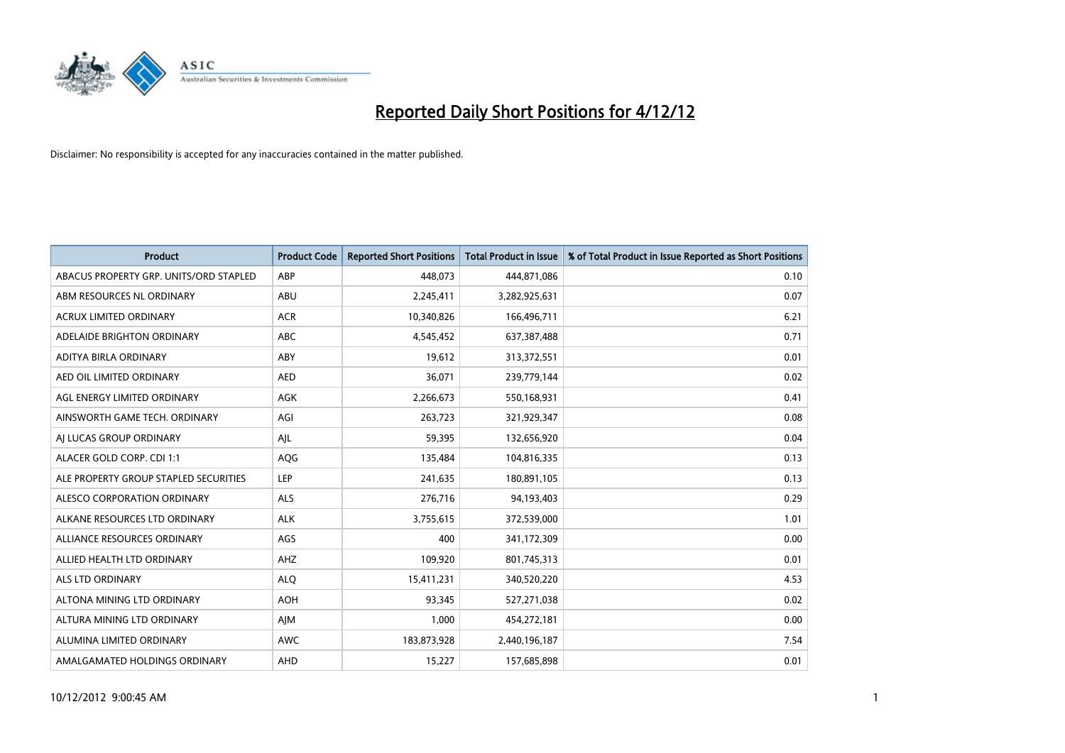# Reported Daily Short Positions for 4/12/12

Disclaimer: No responsibility is accepted for any inaccuracies contained in the matter published.

| Product | Product Code | Reported Short Positions | Total Product in Issue | % of Total Product in Issue Reported as Short Positions |
|---|---|---|---|---|
| ABACUS PROPERTY GRP. UNITS/ORD STAPLED | ABP | 448,073 | 444,871,086 | 0.10 |
| ABM RESOURCES NL ORDINARY | ABU | 2,245,411 | 3,282,925,631 | 0.07 |
| ACRUX LIMITED ORDINARY | ACR | 10,340,826 | 166,496,711 | 6.21 |
| ADELAIDE BRIGHTON ORDINARY | ABC | 4,545,452 | 637,387,488 | 0.71 |
| ADITYA BIRLA ORDINARY | ABY | 19,612 | 313,372,551 | 0.01 |
| AED OIL LIMITED ORDINARY | AED | 36,071 | 239,779,144 | 0.02 |
| AGL ENERGY LIMITED ORDINARY | AGK | 2,266,673 | 550,168,931 | 0.41 |
| AINSWORTH GAME TECH. ORDINARY | AGI | 263,723 | 321,929,347 | 0.08 |
| AJ LUCAS GROUP ORDINARY | AJL | 59,395 | 132,656,920 | 0.04 |
| ALACER GOLD CORP. CDI 1:1 | AQG | 135,484 | 104,816,335 | 0.13 |
| ALE PROPERTY GROUP STAPLED SECURITIES | LEP | 241,635 | 180,891,105 | 0.13 |
| ALESCO CORPORATION ORDINARY | ALS | 276,716 | 94,193,403 | 0.29 |
| ALKANE RESOURCES LTD ORDINARY | ALK | 3,755,615 | 372,539,000 | 1.01 |
| ALLIANCE RESOURCES ORDINARY | AGS | 400 | 341,172,309 | 0.00 |
| ALLIED HEALTH LTD ORDINARY | AHZ | 109,920 | 801,745,313 | 0.01 |
| ALS LTD ORDINARY | ALQ | 15,411,231 | 340,520,220 | 4.53 |
| ALTONA MINING LTD ORDINARY | AOH | 93,345 | 527,271,038 | 0.02 |
| ALTURA MINING LTD ORDINARY | AJM | 1,000 | 454,272,181 | 0.00 |
| ALUMINA LIMITED ORDINARY | AWC | 183,873,928 | 2,440,196,187 | 7.54 |
| AMALGAMATED HOLDINGS ORDINARY | AHD | 15,227 | 157,685,898 | 0.01 |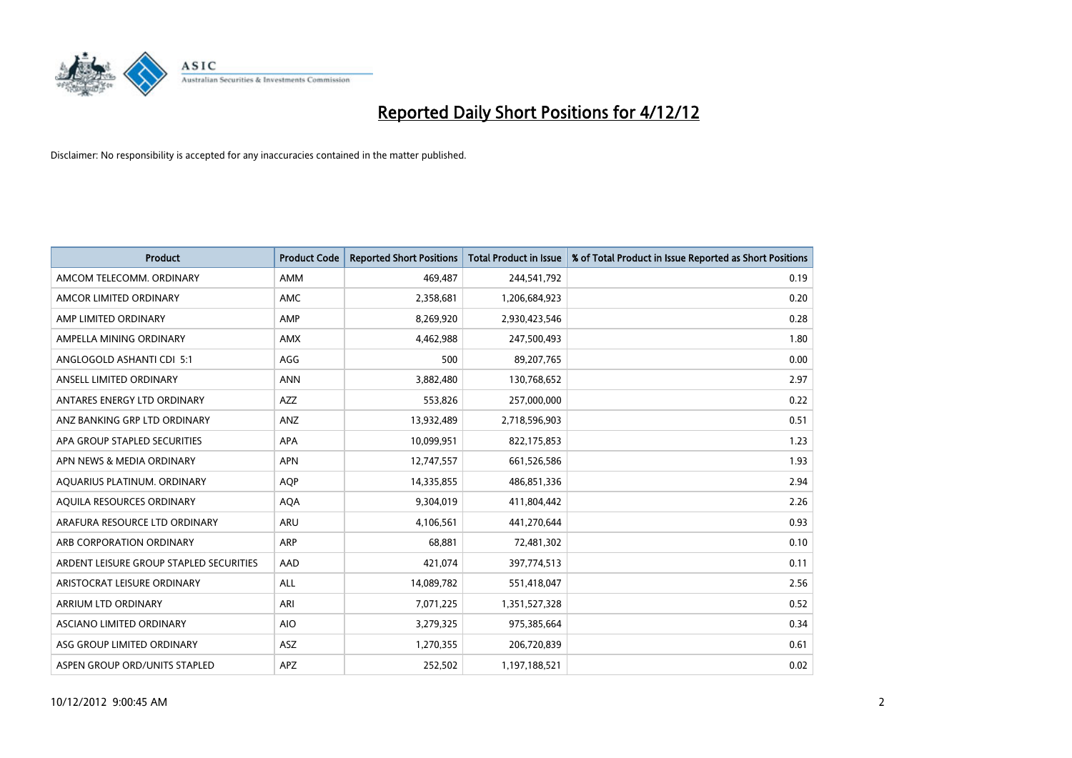# Reported Daily Short Positions for 4/12/12

Disclaimer: No responsibility is accepted for any inaccuracies contained in the matter published.

| Product | Product Code | Reported Short Positions | Total Product in Issue | % of Total Product in Issue Reported as Short Positions |
|---|---|---|---|---|
| AMCOM TELECOMM. ORDINARY | AMM | 469,487 | 244,541,792 | 0.19 |
| AMCOR LIMITED ORDINARY | AMC | 2,358,681 | 1,206,684,923 | 0.20 |
| AMP LIMITED ORDINARY | AMP | 8,269,920 | 2,930,423,546 | 0.28 |
| AMPELLA MINING ORDINARY | AMX | 4,462,988 | 247,500,493 | 1.80 |
| ANGLOGOLD ASHANTI CDI 5:1 | AGG | 500 | 89,207,765 | 0.00 |
| ANSELL LIMITED ORDINARY | ANN | 3,882,480 | 130,768,652 | 2.97 |
| ANTARES ENERGY LTD ORDINARY | AZZ | 553,826 | 257,000,000 | 0.22 |
| ANZ BANKING GRP LTD ORDINARY | ANZ | 13,932,489 | 2,718,596,903 | 0.51 |
| APA GROUP STAPLED SECURITIES | APA | 10,099,951 | 822,175,853 | 1.23 |
| APN NEWS & MEDIA ORDINARY | APN | 12,747,557 | 661,526,586 | 1.93 |
| AQUARIUS PLATINUM. ORDINARY | AQP | 14,335,855 | 486,851,336 | 2.94 |
| AQUILA RESOURCES ORDINARY | AQA | 9,304,019 | 411,804,442 | 2.26 |
| ARAFURA RESOURCE LTD ORDINARY | ARU | 4,106,561 | 441,270,644 | 0.93 |
| ARB CORPORATION ORDINARY | ARP | 68,881 | 72,481,302 | 0.10 |
| ARDENT LEISURE GROUP STAPLED SECURITIES | AAD | 421,074 | 397,774,513 | 0.11 |
| ARISTOCRAT LEISURE ORDINARY | ALL | 14,089,782 | 551,418,047 | 2.56 |
| ARRIUM LTD ORDINARY | ARI | 7,071,225 | 1,351,527,328 | 0.52 |
| ASCIANO LIMITED ORDINARY | AIO | 3,279,325 | 975,385,664 | 0.34 |
| ASG GROUP LIMITED ORDINARY | ASZ | 1,270,355 | 206,720,839 | 0.61 |
| ASPEN GROUP ORD/UNITS STAPLED | APZ | 252,502 | 1,197,188,521 | 0.02 |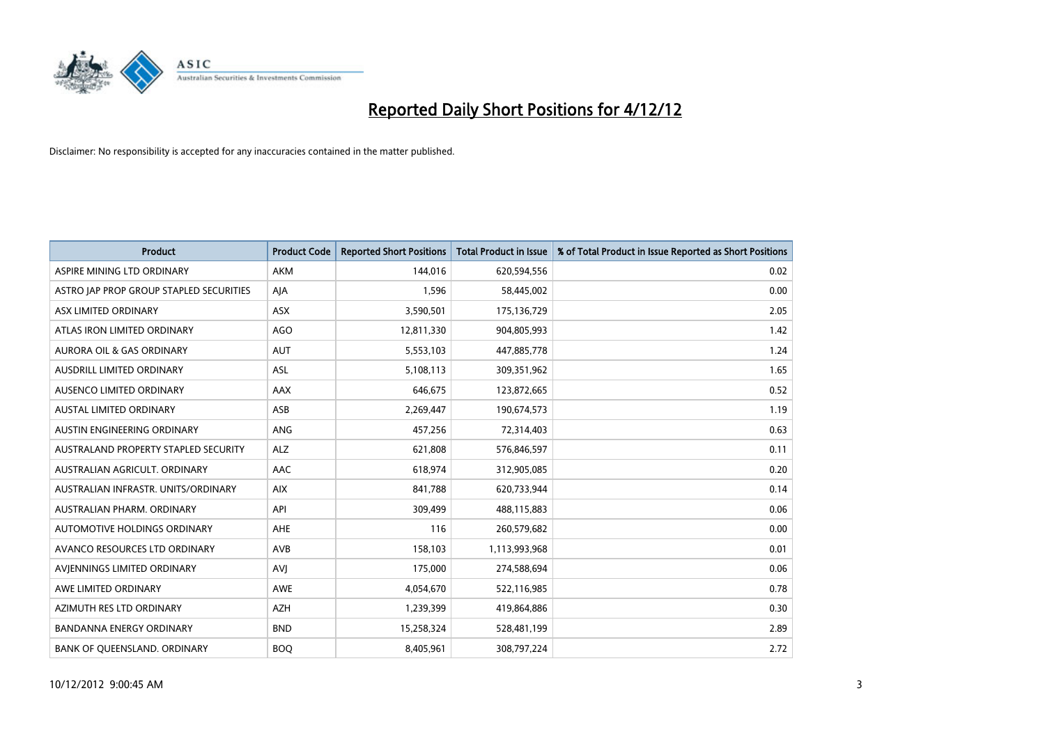# Reported Daily Short Positions for 4/12/12

Disclaimer: No responsibility is accepted for any inaccuracies contained in the matter published.

| Product | Product Code | Reported Short Positions | Total Product in Issue | % of Total Product in Issue Reported as Short Positions |
|---|---|---|---|---|
| ASPIRE MINING LTD ORDINARY | AKM | 144,016 | 620,594,556 | 0.02 |
| ASTRO JAP PROP GROUP STAPLED SECURITIES | AJA | 1,596 | 58,445,002 | 0.00 |
| ASX LIMITED ORDINARY | ASX | 3,590,501 | 175,136,729 | 2.05 |
| ATLAS IRON LIMITED ORDINARY | AGO | 12,811,330 | 904,805,993 | 1.42 |
| AURORA OIL & GAS ORDINARY | AUT | 5,553,103 | 447,885,778 | 1.24 |
| AUSDRILL LIMITED ORDINARY | ASL | 5,108,113 | 309,351,962 | 1.65 |
| AUSENCO LIMITED ORDINARY | AAX | 646,675 | 123,872,665 | 0.52 |
| AUSTAL LIMITED ORDINARY | ASB | 2,269,447 | 190,674,573 | 1.19 |
| AUSTIN ENGINEERING ORDINARY | ANG | 457,256 | 72,314,403 | 0.63 |
| AUSTRALAND PROPERTY STAPLED SECURITY | ALZ | 621,808 | 576,846,597 | 0.11 |
| AUSTRALIAN AGRICULT. ORDINARY | AAC | 618,974 | 312,905,085 | 0.20 |
| AUSTRALIAN INFRASTR. UNITS/ORDINARY | AIX | 841,788 | 620,733,944 | 0.14 |
| AUSTRALIAN PHARM. ORDINARY | API | 309,499 | 488,115,883 | 0.06 |
| AUTOMOTIVE HOLDINGS ORDINARY | AHE | 116 | 260,579,682 | 0.00 |
| AVANCO RESOURCES LTD ORDINARY | AVB | 158,103 | 1,113,993,968 | 0.01 |
| AVJENNINGS LIMITED ORDINARY | AVJ | 175,000 | 274,588,694 | 0.06 |
| AWE LIMITED ORDINARY | AWE | 4,054,670 | 522,116,985 | 0.78 |
| AZIMUTH RES LTD ORDINARY | AZH | 1,239,399 | 419,864,886 | 0.30 |
| BANDANNA ENERGY ORDINARY | BND | 15,258,324 | 528,481,199 | 2.89 |
| BANK OF QUEENSLAND. ORDINARY | BOQ | 8,405,961 | 308,797,224 | 2.72 |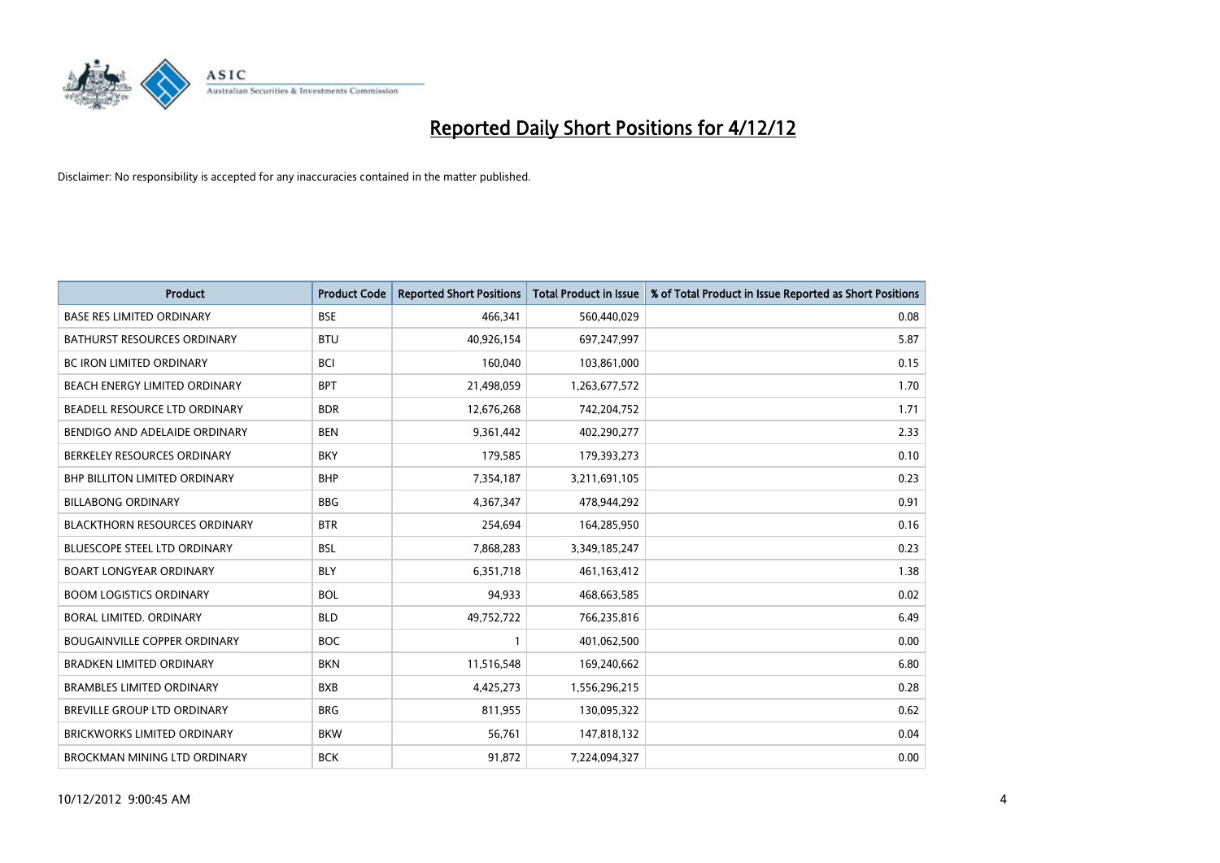# Reported Daily Short Positions for 4/12/12

Disclaimer: No responsibility is accepted for any inaccuracies contained in the matter published.

| Product | Product Code | Reported Short Positions | Total Product in Issue | % of Total Product in Issue Reported as Short Positions |
|---|---|---|---|---|
| BASE RES LIMITED ORDINARY | BSE | 466,341 | 560,440,029 | 0.08 |
| BATHURST RESOURCES ORDINARY | BTU | 40,926,154 | 697,247,997 | 5.87 |
| BC IRON LIMITED ORDINARY | BCI | 160,040 | 103,861,000 | 0.15 |
| BEACH ENERGY LIMITED ORDINARY | BPT | 21,498,059 | 1,263,677,572 | 1.70 |
| BEADELL RESOURCE LTD ORDINARY | BDR | 12,676,268 | 742,204,752 | 1.71 |
| BENDIGO AND ADELAIDE ORDINARY | BEN | 9,361,442 | 402,290,277 | 2.33 |
| BERKELEY RESOURCES ORDINARY | BKY | 179,585 | 179,393,273 | 0.10 |
| BHP BILLITON LIMITED ORDINARY | BHP | 7,354,187 | 3,211,691,105 | 0.23 |
| BILLABONG ORDINARY | BBG | 4,367,347 | 478,944,292 | 0.91 |
| BLACKTHORN RESOURCES ORDINARY | BTR | 254,694 | 164,285,950 | 0.16 |
| BLUESCOPE STEEL LTD ORDINARY | BSL | 7,868,283 | 3,349,185,247 | 0.23 |
| BOART LONGYEAR ORDINARY | BLY | 6,351,718 | 461,163,412 | 1.38 |
| BOOM LOGISTICS ORDINARY | BOL | 94,933 | 468,663,585 | 0.02 |
| BORAL LIMITED. ORDINARY | BLD | 49,752,722 | 766,235,816 | 6.49 |
| BOUGAINVILLE COPPER ORDINARY | BOC | 1 | 401,062,500 | 0.00 |
| BRADKEN LIMITED ORDINARY | BKN | 11,516,548 | 169,240,662 | 6.80 |
| BRAMBLES LIMITED ORDINARY | BXB | 4,425,273 | 1,556,296,215 | 0.28 |
| BREVILLE GROUP LTD ORDINARY | BRG | 811,955 | 130,095,322 | 0.62 |
| BRICKWORKS LIMITED ORDINARY | BKW | 56,761 | 147,818,132 | 0.04 |
| BROCKMAN MINING LTD ORDINARY | BCK | 91,872 | 7,224,094,327 | 0.00 |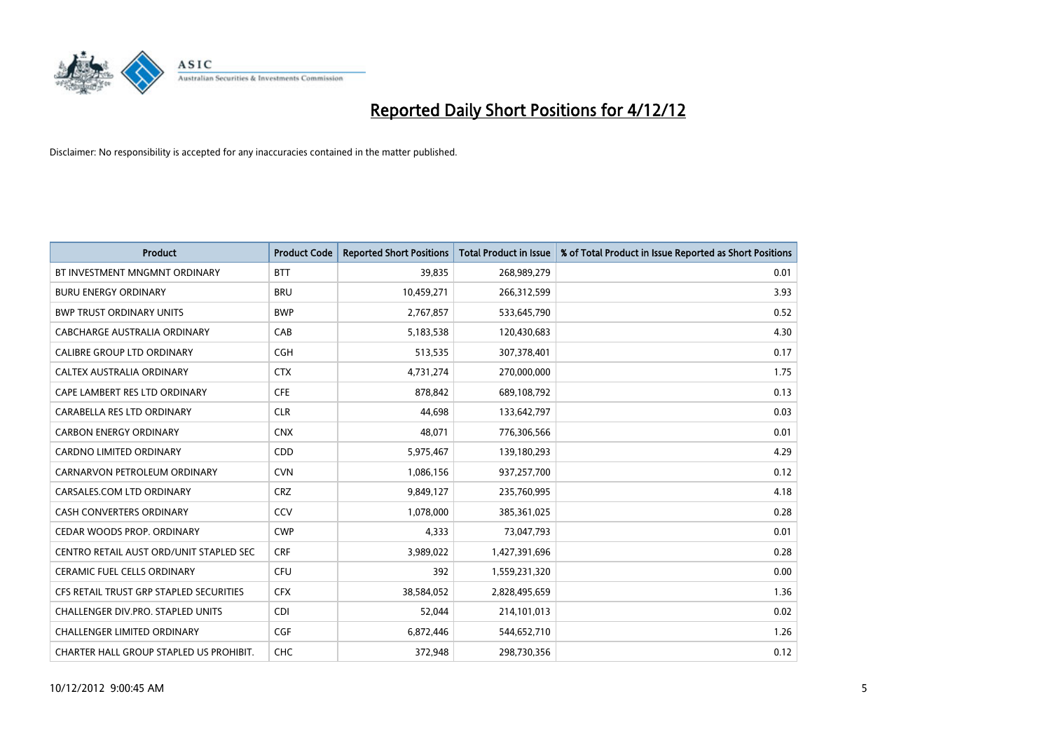# Reported Daily Short Positions for 4/12/12

Disclaimer: No responsibility is accepted for any inaccuracies contained in the matter published.

| Product | Product Code | Reported Short Positions | Total Product in Issue | % of Total Product in Issue Reported as Short Positions |
| --- | --- | --- | --- | --- |
| BT INVESTMENT MNGMNT ORDINARY | BTT | 39,835 | 268,989,279 | 0.01 |
| BURU ENERGY ORDINARY | BRU | 10,459,271 | 266,312,599 | 3.93 |
| BWP TRUST ORDINARY UNITS | BWP | 2,767,857 | 533,645,790 | 0.52 |
| CABCHARGE AUSTRALIA ORDINARY | CAB | 5,183,538 | 120,430,683 | 4.30 |
| CALIBRE GROUP LTD ORDINARY | CGH | 513,535 | 307,378,401 | 0.17 |
| CALTEX AUSTRALIA ORDINARY | CTX | 4,731,274 | 270,000,000 | 1.75 |
| CAPE LAMBERT RES LTD ORDINARY | CFE | 878,842 | 689,108,792 | 0.13 |
| CARABELLA RES LTD ORDINARY | CLR | 44,698 | 133,642,797 | 0.03 |
| CARBON ENERGY ORDINARY | CNX | 48,071 | 776,306,566 | 0.01 |
| CARDNO LIMITED ORDINARY | CDD | 5,975,467 | 139,180,293 | 4.29 |
| CARNARVON PETROLEUM ORDINARY | CVN | 1,086,156 | 937,257,700 | 0.12 |
| CARSALES.COM LTD ORDINARY | CRZ | 9,849,127 | 235,760,995 | 4.18 |
| CASH CONVERTERS ORDINARY | CCV | 1,078,000 | 385,361,025 | 0.28 |
| CEDAR WOODS PROP. ORDINARY | CWP | 4,333 | 73,047,793 | 0.01 |
| CENTRO RETAIL AUST ORD/UNIT STAPLED SEC | CRF | 3,989,022 | 1,427,391,696 | 0.28 |
| CERAMIC FUEL CELLS ORDINARY | CFU | 392 | 1,559,231,320 | 0.00 |
| CFS RETAIL TRUST GRP STAPLED SECURITIES | CFX | 38,584,052 | 2,828,495,659 | 1.36 |
| CHALLENGER DIV.PRO. STAPLED UNITS | CDI | 52,044 | 214,101,013 | 0.02 |
| CHALLENGER LIMITED ORDINARY | CGF | 6,872,446 | 544,652,710 | 1.26 |
| CHARTER HALL GROUP STAPLED US PROHIBIT. | CHC | 372,948 | 298,730,356 | 0.12 |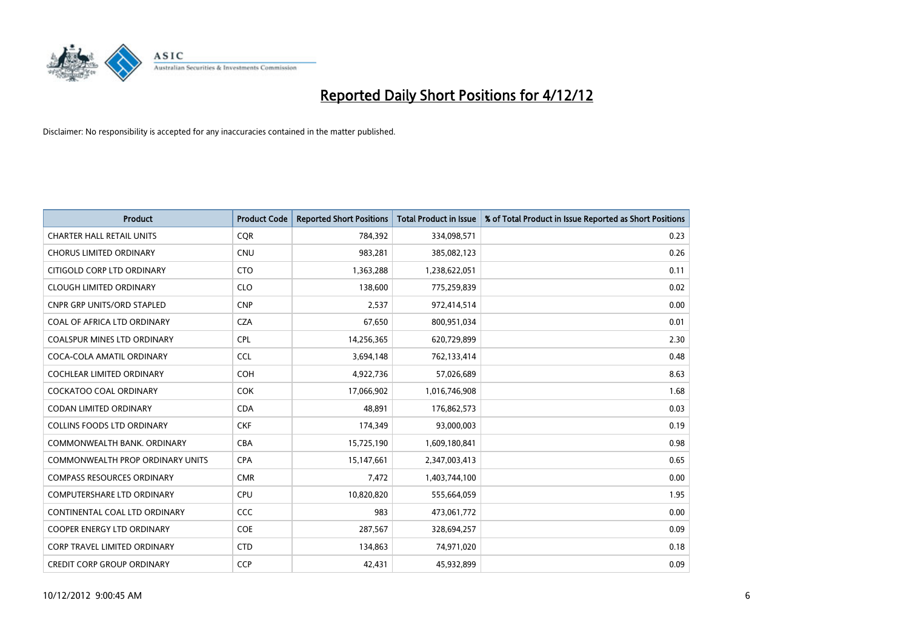# Reported Daily Short Positions for 4/12/12

Disclaimer: No responsibility is accepted for any inaccuracies contained in the matter published.

| Product | Product Code | Reported Short Positions | Total Product in Issue | % of Total Product in Issue Reported as Short Positions |
|---|---|---|---|---|
| CHARTER HALL RETAIL UNITS | CQR | 784,392 | 334,098,571 | 0.23 |
| CHORUS LIMITED ORDINARY | CNU | 983,281 | 385,082,123 | 0.26 |
| CITIGOLD CORP LTD ORDINARY | CTO | 1,363,288 | 1,238,622,051 | 0.11 |
| CLOUGH LIMITED ORDINARY | CLO | 138,600 | 775,259,839 | 0.02 |
| CNPR GRP UNITS/ORD STAPLED | CNP | 2,537 | 972,414,514 | 0.00 |
| COAL OF AFRICA LTD ORDINARY | CZA | 67,650 | 800,951,034 | 0.01 |
| COALSPUR MINES LTD ORDINARY | CPL | 14,256,365 | 620,729,899 | 2.30 |
| COCA-COLA AMATIL ORDINARY | CCL | 3,694,148 | 762,133,414 | 0.48 |
| COCHLEAR LIMITED ORDINARY | COH | 4,922,736 | 57,026,689 | 8.63 |
| COCKATOO COAL ORDINARY | COK | 17,066,902 | 1,016,746,908 | 1.68 |
| CODAN LIMITED ORDINARY | CDA | 48,891 | 176,862,573 | 0.03 |
| COLLINS FOODS LTD ORDINARY | CKF | 174,349 | 93,000,003 | 0.19 |
| COMMONWEALTH BANK. ORDINARY | CBA | 15,725,190 | 1,609,180,841 | 0.98 |
| COMMONWEALTH PROP ORDINARY UNITS | CPA | 15,147,661 | 2,347,003,413 | 0.65 |
| COMPASS RESOURCES ORDINARY | CMR | 7,472 | 1,403,744,100 | 0.00 |
| COMPUTERSHARE LTD ORDINARY | CPU | 10,820,820 | 555,664,059 | 1.95 |
| CONTINENTAL COAL LTD ORDINARY | CCC | 983 | 473,061,772 | 0.00 |
| COOPER ENERGY LTD ORDINARY | COE | 287,567 | 328,694,257 | 0.09 |
| CORP TRAVEL LIMITED ORDINARY | CTD | 134,863 | 74,971,020 | 0.18 |
| CREDIT CORP GROUP ORDINARY | CCP | 42,431 | 45,932,899 | 0.09 |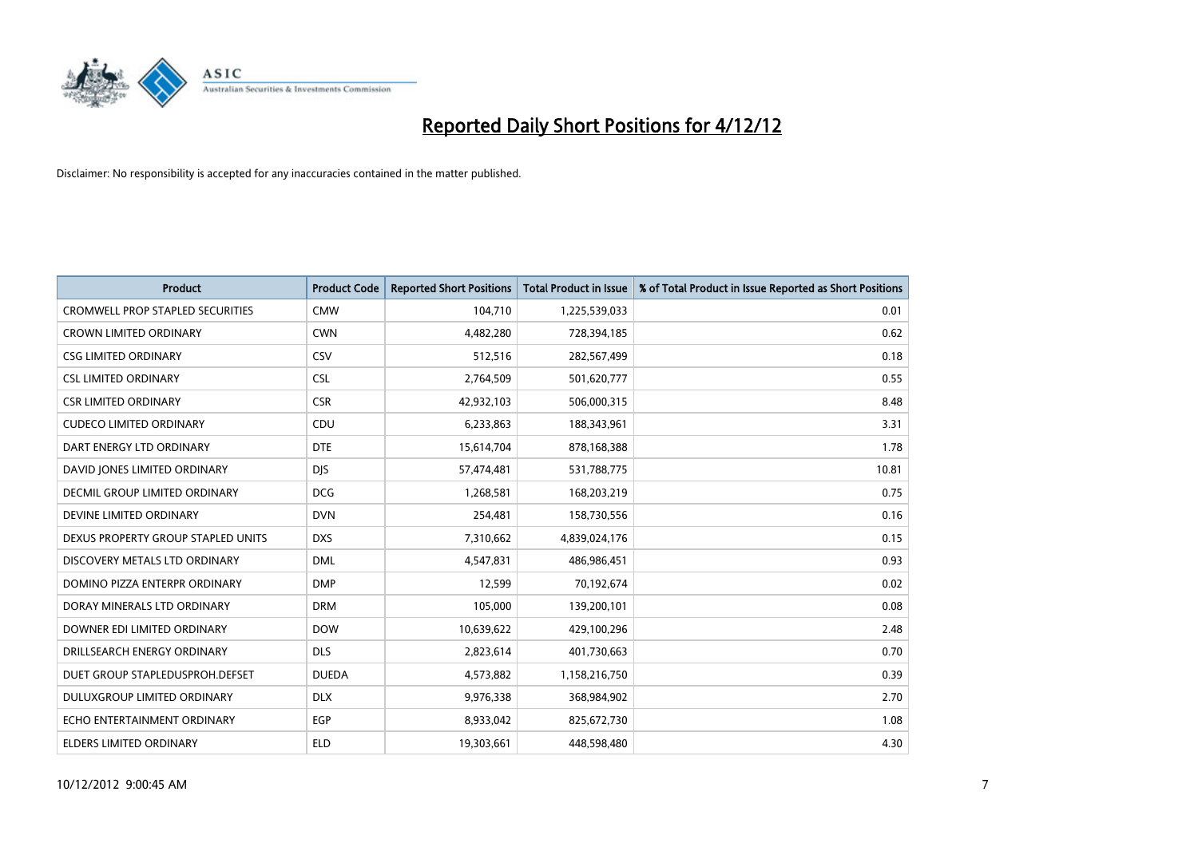# Reported Daily Short Positions for 4/12/12

Disclaimer: No responsibility is accepted for any inaccuracies contained in the matter published.

| Product | Product Code | Reported Short Positions | Total Product in Issue | % of Total Product in Issue Reported as Short Positions |
|---|---|---|---|---|
| CROMWELL PROP STAPLED SECURITIES | CMW | 104,710 | 1,225,539,033 | 0.01 |
| CROWN LIMITED ORDINARY | CWN | 4,482,280 | 728,394,185 | 0.62 |
| CSG LIMITED ORDINARY | CSV | 512,516 | 282,567,499 | 0.18 |
| CSL LIMITED ORDINARY | CSL | 2,764,509 | 501,620,777 | 0.55 |
| CSR LIMITED ORDINARY | CSR | 42,932,103 | 506,000,315 | 8.48 |
| CUDECO LIMITED ORDINARY | CDU | 6,233,863 | 188,343,961 | 3.31 |
| DART ENERGY LTD ORDINARY | DTE | 15,614,704 | 878,168,388 | 1.78 |
| DAVID JONES LIMITED ORDINARY | DJS | 57,474,481 | 531,788,775 | 10.81 |
| DECMIL GROUP LIMITED ORDINARY | DCG | 1,268,581 | 168,203,219 | 0.75 |
| DEVINE LIMITED ORDINARY | DVN | 254,481 | 158,730,556 | 0.16 |
| DEXUS PROPERTY GROUP STAPLED UNITS | DXS | 7,310,662 | 4,839,024,176 | 0.15 |
| DISCOVERY METALS LTD ORDINARY | DML | 4,547,831 | 486,986,451 | 0.93 |
| DOMINO PIZZA ENTERPR ORDINARY | DMP | 12,599 | 70,192,674 | 0.02 |
| DORAY MINERALS LTD ORDINARY | DRM | 105,000 | 139,200,101 | 0.08 |
| DOWNER EDI LIMITED ORDINARY | DOW | 10,639,622 | 429,100,296 | 2.48 |
| DRILLSEARCH ENERGY ORDINARY | DLS | 2,823,614 | 401,730,663 | 0.70 |
| DUET GROUP STAPLEDUSPROH.DEFSET | DUEDA | 4,573,882 | 1,158,216,750 | 0.39 |
| DULUXGROUP LIMITED ORDINARY | DLX | 9,976,338 | 368,984,902 | 2.70 |
| ECHO ENTERTAINMENT ORDINARY | EGP | 8,933,042 | 825,672,730 | 1.08 |
| ELDERS LIMITED ORDINARY | ELD | 19,303,661 | 448,598,480 | 4.30 |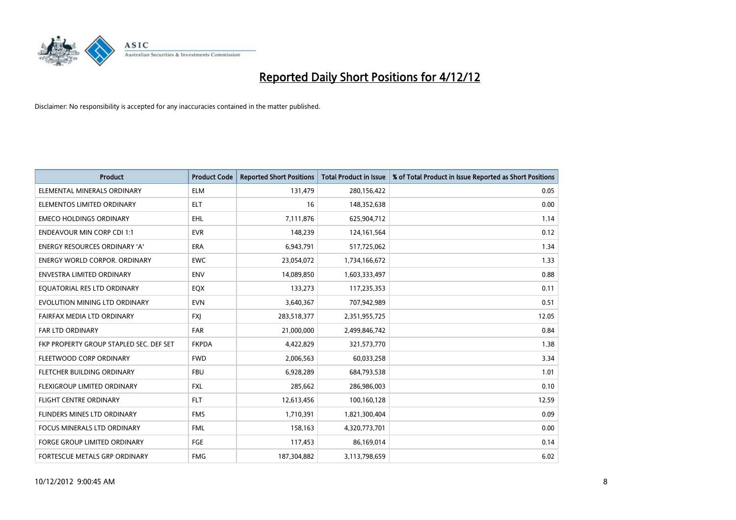# Reported Daily Short Positions for 4/12/12

Disclaimer: No responsibility is accepted for any inaccuracies contained in the matter published.

| Product | Product Code | Reported Short Positions | Total Product in Issue | % of Total Product in Issue Reported as Short Positions |
|---|---|---|---|---|
| ELEMENTAL MINERALS ORDINARY | ELM | 131,479 | 280,156,422 | 0.05 |
| ELEMENTOS LIMITED ORDINARY | ELT | 16 | 148,352,638 | 0.00 |
| EMECO HOLDINGS ORDINARY | EHL | 7,111,876 | 625,904,712 | 1.14 |
| ENDEAVOUR MIN CORP CDI 1:1 | EVR | 148,239 | 124,161,564 | 0.12 |
| ENERGY RESOURCES ORDINARY 'A' | ERA | 6,943,791 | 517,725,062 | 1.34 |
| ENERGY WORLD CORPOR. ORDINARY | EWC | 23,054,072 | 1,734,166,672 | 1.33 |
| ENVESTRA LIMITED ORDINARY | ENV | 14,089,850 | 1,603,333,497 | 0.88 |
| EQUATORIAL RES LTD ORDINARY | EQX | 133,273 | 117,235,353 | 0.11 |
| EVOLUTION MINING LTD ORDINARY | EVN | 3,640,367 | 707,942,989 | 0.51 |
| FAIRFAX MEDIA LTD ORDINARY | FXJ | 283,518,377 | 2,351,955,725 | 12.05 |
| FAR LTD ORDINARY | FAR | 21,000,000 | 2,499,846,742 | 0.84 |
| FKP PROPERTY GROUP STAPLED SEC. DEF SET | FKPDA | 4,422,829 | 321,573,770 | 1.38 |
| FLEETWOOD CORP ORDINARY | FWD | 2,006,563 | 60,033,258 | 3.34 |
| FLETCHER BUILDING ORDINARY | FBU | 6,928,289 | 684,793,538 | 1.01 |
| FLEXIGROUP LIMITED ORDINARY | FXL | 285,662 | 286,986,003 | 0.10 |
| FLIGHT CENTRE ORDINARY | FLT | 12,613,456 | 100,160,128 | 12.59 |
| FLINDERS MINES LTD ORDINARY | FMS | 1,710,391 | 1,821,300,404 | 0.09 |
| FOCUS MINERALS LTD ORDINARY | FML | 158,163 | 4,320,773,701 | 0.00 |
| FORGE GROUP LIMITED ORDINARY | FGE | 117,453 | 86,169,014 | 0.14 |
| FORTESCUE METALS GRP ORDINARY | FMG | 187,304,882 | 3,113,798,659 | 6.02 |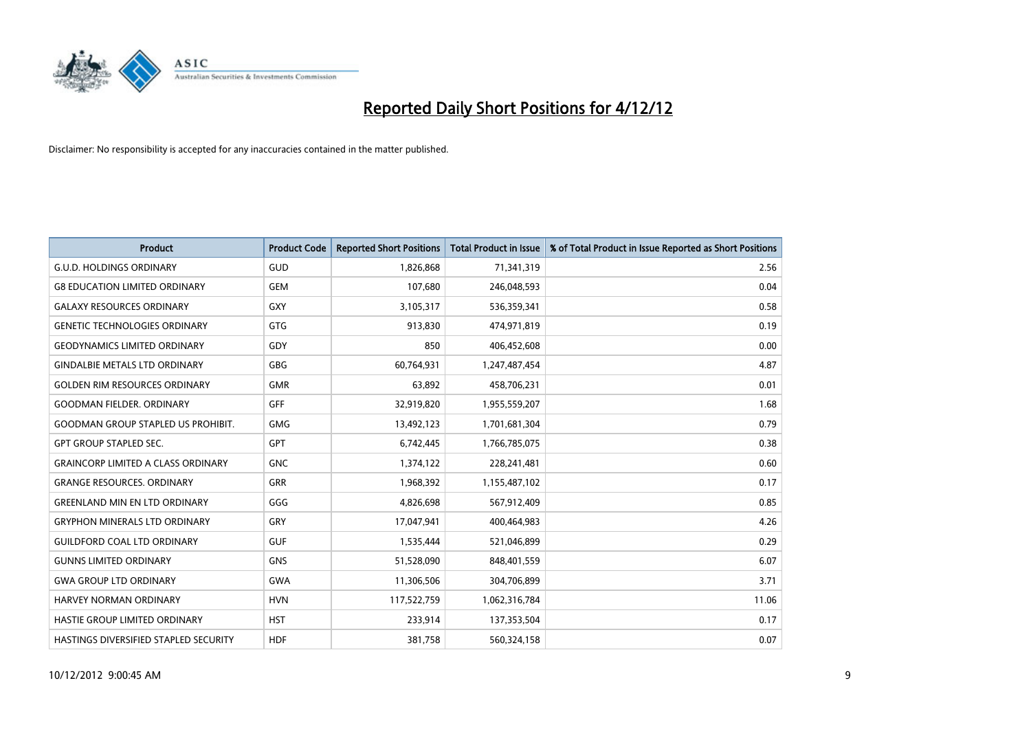# Reported Daily Short Positions for 4/12/12

Disclaimer: No responsibility is accepted for any inaccuracies contained in the matter published.

| Product | Product Code | Reported Short Positions | Total Product in Issue | % of Total Product in Issue Reported as Short Positions |
|---|---|---|---|---|
| G.U.D. HOLDINGS ORDINARY | GUD | 1,826,868 | 71,341,319 | 2.56 |
| G8 EDUCATION LIMITED ORDINARY | GEM | 107,680 | 246,048,593 | 0.04 |
| GALAXY RESOURCES ORDINARY | GXY | 3,105,317 | 536,359,341 | 0.58 |
| GENETIC TECHNOLOGIES ORDINARY | GTG | 913,830 | 474,971,819 | 0.19 |
| GEODYNAMICS LIMITED ORDINARY | GDY | 850 | 406,452,608 | 0.00 |
| GINDALBIE METALS LTD ORDINARY | GBG | 60,764,931 | 1,247,487,454 | 4.87 |
| GOLDEN RIM RESOURCES ORDINARY | GMR | 63,892 | 458,706,231 | 0.01 |
| GOODMAN FIELDER. ORDINARY | GFF | 32,919,820 | 1,955,559,207 | 1.68 |
| GOODMAN GROUP STAPLED US PROHIBIT. | GMG | 13,492,123 | 1,701,681,304 | 0.79 |
| GPT GROUP STAPLED SEC. | GPT | 6,742,445 | 1,766,785,075 | 0.38 |
| GRAINCORP LIMITED A CLASS ORDINARY | GNC | 1,374,122 | 228,241,481 | 0.60 |
| GRANGE RESOURCES. ORDINARY | GRR | 1,968,392 | 1,155,487,102 | 0.17 |
| GREENLAND MIN EN LTD ORDINARY | GGG | 4,826,698 | 567,912,409 | 0.85 |
| GRYPHON MINERALS LTD ORDINARY | GRY | 17,047,941 | 400,464,983 | 4.26 |
| GUILDFORD COAL LTD ORDINARY | GUF | 1,535,444 | 521,046,899 | 0.29 |
| GUNNS LIMITED ORDINARY | GNS | 51,528,090 | 848,401,559 | 6.07 |
| GWA GROUP LTD ORDINARY | GWA | 11,306,506 | 304,706,899 | 3.71 |
| HARVEY NORMAN ORDINARY | HVN | 117,522,759 | 1,062,316,784 | 11.06 |
| HASTIE GROUP LIMITED ORDINARY | HST | 233,914 | 137,353,504 | 0.17 |
| HASTINGS DIVERSIFIED STAPLED SECURITY | HDF | 381,758 | 560,324,158 | 0.07 |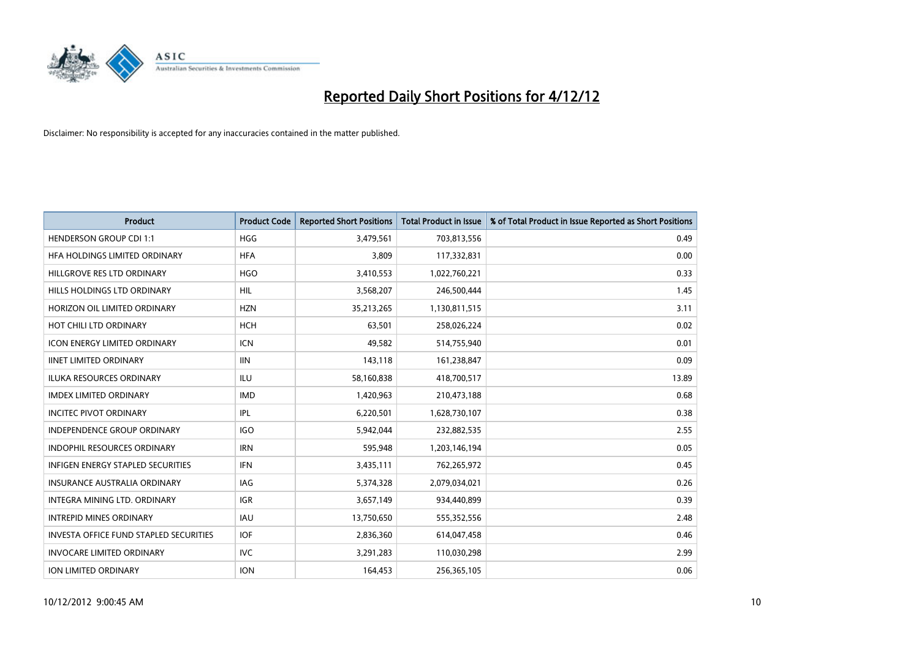# Reported Daily Short Positions for 4/12/12

Disclaimer: No responsibility is accepted for any inaccuracies contained in the matter published.

| Product | Product Code | Reported Short Positions | Total Product in Issue | % of Total Product in Issue Reported as Short Positions |
|---|---|---|---|---|
| HENDERSON GROUP CDI 1:1 | HGG | 3,479,561 | 703,813,556 | 0.49 |
| HFA HOLDINGS LIMITED ORDINARY | HFA | 3,809 | 117,332,831 | 0.00 |
| HILLGROVE RES LTD ORDINARY | HGO | 3,410,553 | 1,022,760,221 | 0.33 |
| HILLS HOLDINGS LTD ORDINARY | HIL | 3,568,207 | 246,500,444 | 1.45 |
| HORIZON OIL LIMITED ORDINARY | HZN | 35,213,265 | 1,130,811,515 | 3.11 |
| HOT CHILI LTD ORDINARY | HCH | 63,501 | 258,026,224 | 0.02 |
| ICON ENERGY LIMITED ORDINARY | ICN | 49,582 | 514,755,940 | 0.01 |
| IINET LIMITED ORDINARY | IIN | 143,118 | 161,238,847 | 0.09 |
| ILUKA RESOURCES ORDINARY | ILU | 58,160,838 | 418,700,517 | 13.89 |
| IMDEX LIMITED ORDINARY | IMD | 1,420,963 | 210,473,188 | 0.68 |
| INCITEC PIVOT ORDINARY | IPL | 6,220,501 | 1,628,730,107 | 0.38 |
| INDEPENDENCE GROUP ORDINARY | IGO | 5,942,044 | 232,882,535 | 2.55 |
| INDOPHIL RESOURCES ORDINARY | IRN | 595,948 | 1,203,146,194 | 0.05 |
| INFIGEN ENERGY STAPLED SECURITIES | IFN | 3,435,111 | 762,265,972 | 0.45 |
| INSURANCE AUSTRALIA ORDINARY | IAG | 5,374,328 | 2,079,034,021 | 0.26 |
| INTEGRA MINING LTD. ORDINARY | IGR | 3,657,149 | 934,440,899 | 0.39 |
| INTREPID MINES ORDINARY | IAU | 13,750,650 | 555,352,556 | 2.48 |
| INVESTA OFFICE FUND STAPLED SECURITIES | IOF | 2,836,360 | 614,047,458 | 0.46 |
| INVOCARE LIMITED ORDINARY | IVC | 3,291,283 | 110,030,298 | 2.99 |
| ION LIMITED ORDINARY | ION | 164,453 | 256,365,105 | 0.06 |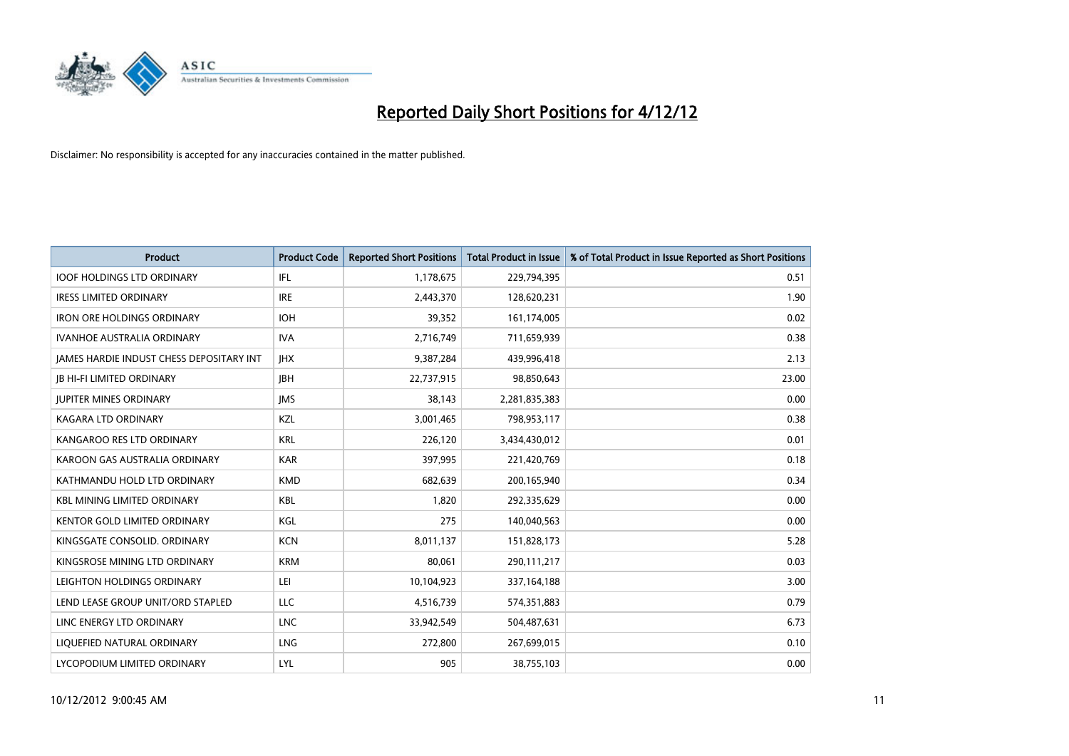# Reported Daily Short Positions for 4/12/12

Disclaimer: No responsibility is accepted for any inaccuracies contained in the matter published.

| Product | Product Code | Reported Short Positions | Total Product in Issue | % of Total Product in Issue Reported as Short Positions |
|---|---|---|---|---|
| IOOF HOLDINGS LTD ORDINARY | IFL | 1,178,675 | 229,794,395 | 0.51 |
| IRESS LIMITED ORDINARY | IRE | 2,443,370 | 128,620,231 | 1.90 |
| IRON ORE HOLDINGS ORDINARY | IOH | 39,352 | 161,174,005 | 0.02 |
| IVANHOE AUSTRALIA ORDINARY | IVA | 2,716,749 | 711,659,939 | 0.38 |
| JAMES HARDIE INDUST CHESS DEPOSITARY INT | JHX | 9,387,284 | 439,996,418 | 2.13 |
| JB HI-FI LIMITED ORDINARY | JBH | 22,737,915 | 98,850,643 | 23.00 |
| JUPITER MINES ORDINARY | JMS | 38,143 | 2,281,835,383 | 0.00 |
| KAGARA LTD ORDINARY | KZL | 3,001,465 | 798,953,117 | 0.38 |
| KANGAROO RES LTD ORDINARY | KRL | 226,120 | 3,434,430,012 | 0.01 |
| KAROON GAS AUSTRALIA ORDINARY | KAR | 397,995 | 221,420,769 | 0.18 |
| KATHMANDU HOLD LTD ORDINARY | KMD | 682,639 | 200,165,940 | 0.34 |
| KBL MINING LIMITED ORDINARY | KBL | 1,820 | 292,335,629 | 0.00 |
| KENTOR GOLD LIMITED ORDINARY | KGL | 275 | 140,040,563 | 0.00 |
| KINGSGATE CONSOLID. ORDINARY | KCN | 8,011,137 | 151,828,173 | 5.28 |
| KINGSROSE MINING LTD ORDINARY | KRM | 80,061 | 290,111,217 | 0.03 |
| LEIGHTON HOLDINGS ORDINARY | LEI | 10,104,923 | 337,164,188 | 3.00 |
| LEND LEASE GROUP UNIT/ORD STAPLED | LLC | 4,516,739 | 574,351,883 | 0.79 |
| LINC ENERGY LTD ORDINARY | LNC | 33,942,549 | 504,487,631 | 6.73 |
| LIQUEFIED NATURAL ORDINARY | LNG | 272,800 | 267,699,015 | 0.10 |
| LYCOPODIUM LIMITED ORDINARY | LYL | 905 | 38,755,103 | 0.00 |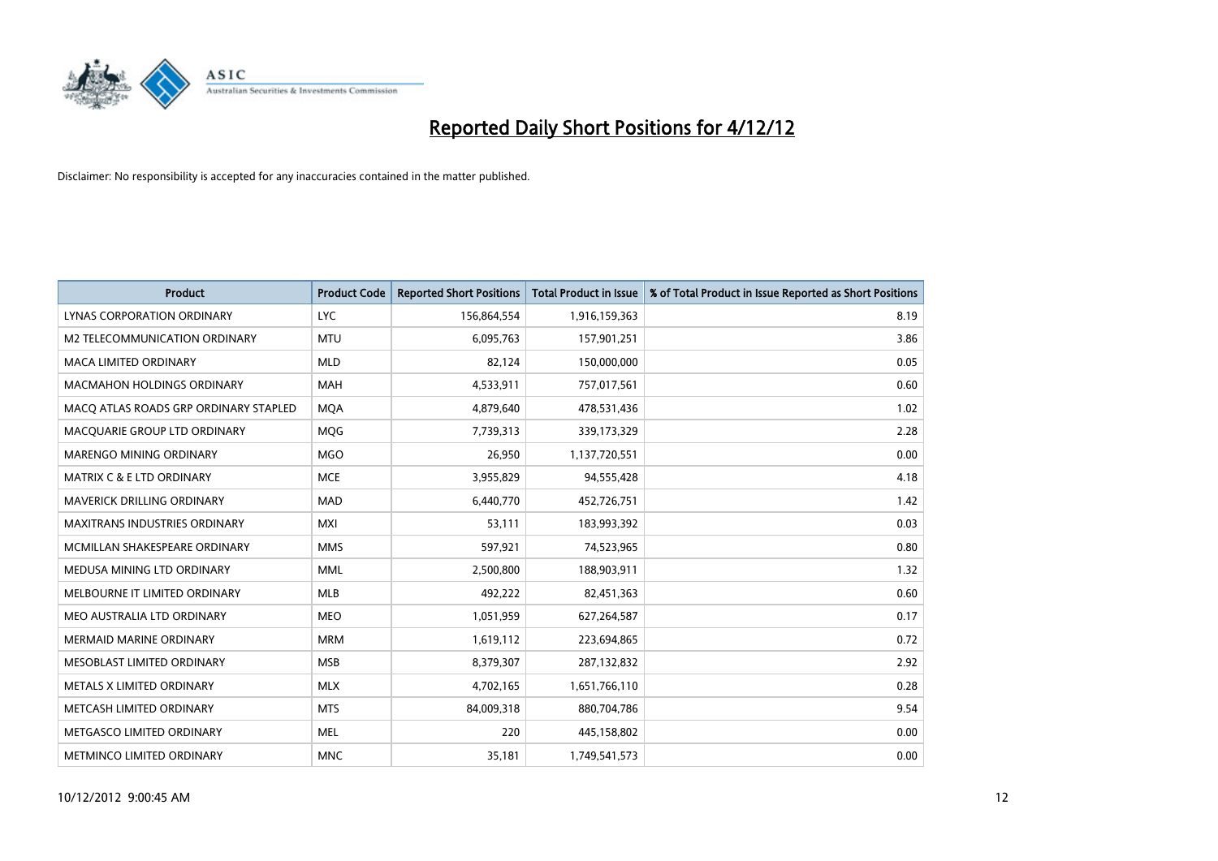# Reported Daily Short Positions for 4/12/12

Disclaimer: No responsibility is accepted for any inaccuracies contained in the matter published.

| Product | Product Code | Reported Short Positions | Total Product in Issue | % of Total Product in Issue Reported as Short Positions |
|---|---|---|---|---|
| LYNAS CORPORATION ORDINARY | LYC | 156,864,554 | 1,916,159,363 | 8.19 |
| M2 TELECOMMUNICATION ORDINARY | MTU | 6,095,763 | 157,901,251 | 3.86 |
| MACA LIMITED ORDINARY | MLD | 82,124 | 150,000,000 | 0.05 |
| MACMAHON HOLDINGS ORDINARY | MAH | 4,533,911 | 757,017,561 | 0.60 |
| MACQ ATLAS ROADS GRP ORDINARY STAPLED | MQA | 4,879,640 | 478,531,436 | 1.02 |
| MACQUARIE GROUP LTD ORDINARY | MQG | 7,739,313 | 339,173,329 | 2.28 |
| MARENGO MINING ORDINARY | MGO | 26,950 | 1,137,720,551 | 0.00 |
| MATRIX C & E LTD ORDINARY | MCE | 3,955,829 | 94,555,428 | 4.18 |
| MAVERICK DRILLING ORDINARY | MAD | 6,440,770 | 452,726,751 | 1.42 |
| MAXITRANS INDUSTRIES ORDINARY | MXI | 53,111 | 183,993,392 | 0.03 |
| MCMILLAN SHAKESPEARE ORDINARY | MMS | 597,921 | 74,523,965 | 0.80 |
| MEDUSA MINING LTD ORDINARY | MML | 2,500,800 | 188,903,911 | 1.32 |
| MELBOURNE IT LIMITED ORDINARY | MLB | 492,222 | 82,451,363 | 0.60 |
| MEO AUSTRALIA LTD ORDINARY | MEO | 1,051,959 | 627,264,587 | 0.17 |
| MERMAID MARINE ORDINARY | MRM | 1,619,112 | 223,694,865 | 0.72 |
| MESOBLAST LIMITED ORDINARY | MSB | 8,379,307 | 287,132,832 | 2.92 |
| METALS X LIMITED ORDINARY | MLX | 4,702,165 | 1,651,766,110 | 0.28 |
| METCASH LIMITED ORDINARY | MTS | 84,009,318 | 880,704,786 | 9.54 |
| METGASCO LIMITED ORDINARY | MEL | 220 | 445,158,802 | 0.00 |
| METMINCO LIMITED ORDINARY | MNC | 35,181 | 1,749,541,573 | 0.00 |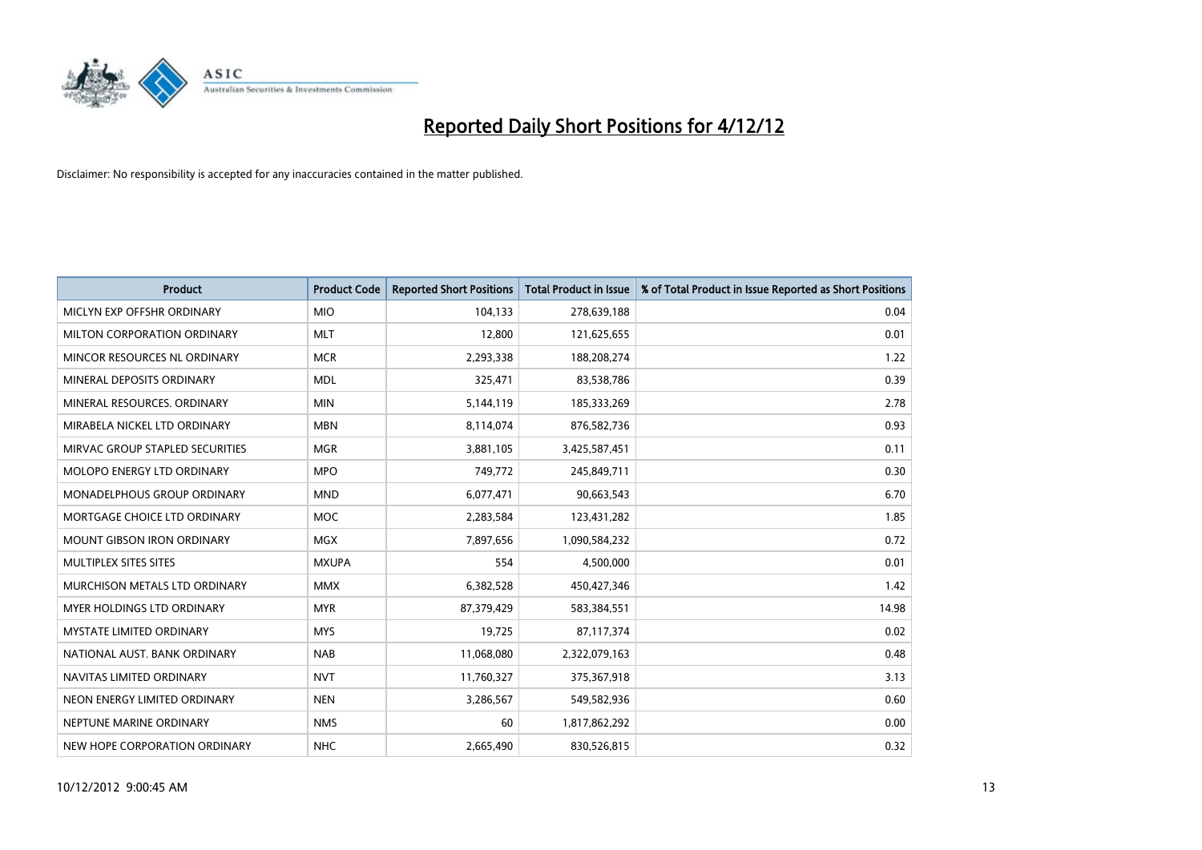# Reported Daily Short Positions for 4/12/12

Disclaimer: No responsibility is accepted for any inaccuracies contained in the matter published.

| Product | Product Code | Reported Short Positions | Total Product in Issue | % of Total Product in Issue Reported as Short Positions |
|---|---|---|---|---|
| MICLYN EXP OFFSHR ORDINARY | MIO | 104,133 | 278,639,188 | 0.04 |
| MILTON CORPORATION ORDINARY | MLT | 12,800 | 121,625,655 | 0.01 |
| MINCOR RESOURCES NL ORDINARY | MCR | 2,293,338 | 188,208,274 | 1.22 |
| MINERAL DEPOSITS ORDINARY | MDL | 325,471 | 83,538,786 | 0.39 |
| MINERAL RESOURCES. ORDINARY | MIN | 5,144,119 | 185,333,269 | 2.78 |
| MIRABELA NICKEL LTD ORDINARY | MBN | 8,114,074 | 876,582,736 | 0.93 |
| MIRVAC GROUP STAPLED SECURITIES | MGR | 3,881,105 | 3,425,587,451 | 0.11 |
| MOLOPO ENERGY LTD ORDINARY | MPO | 749,772 | 245,849,711 | 0.30 |
| MONADELPHOUS GROUP ORDINARY | MND | 6,077,471 | 90,663,543 | 6.70 |
| MORTGAGE CHOICE LTD ORDINARY | MOC | 2,283,584 | 123,431,282 | 1.85 |
| MOUNT GIBSON IRON ORDINARY | MGX | 7,897,656 | 1,090,584,232 | 0.72 |
| MULTIPLEX SITES SITES | MXUPA | 554 | 4,500,000 | 0.01 |
| MURCHISON METALS LTD ORDINARY | MMX | 6,382,528 | 450,427,346 | 1.42 |
| MYER HOLDINGS LTD ORDINARY | MYR | 87,379,429 | 583,384,551 | 14.98 |
| MYSTATE LIMITED ORDINARY | MYS | 19,725 | 87,117,374 | 0.02 |
| NATIONAL AUST. BANK ORDINARY | NAB | 11,068,080 | 2,322,079,163 | 0.48 |
| NAVITAS LIMITED ORDINARY | NVT | 11,760,327 | 375,367,918 | 3.13 |
| NEON ENERGY LIMITED ORDINARY | NEN | 3,286,567 | 549,582,936 | 0.60 |
| NEPTUNE MARINE ORDINARY | NMS | 60 | 1,817,862,292 | 0.00 |
| NEW HOPE CORPORATION ORDINARY | NHC | 2,665,490 | 830,526,815 | 0.32 |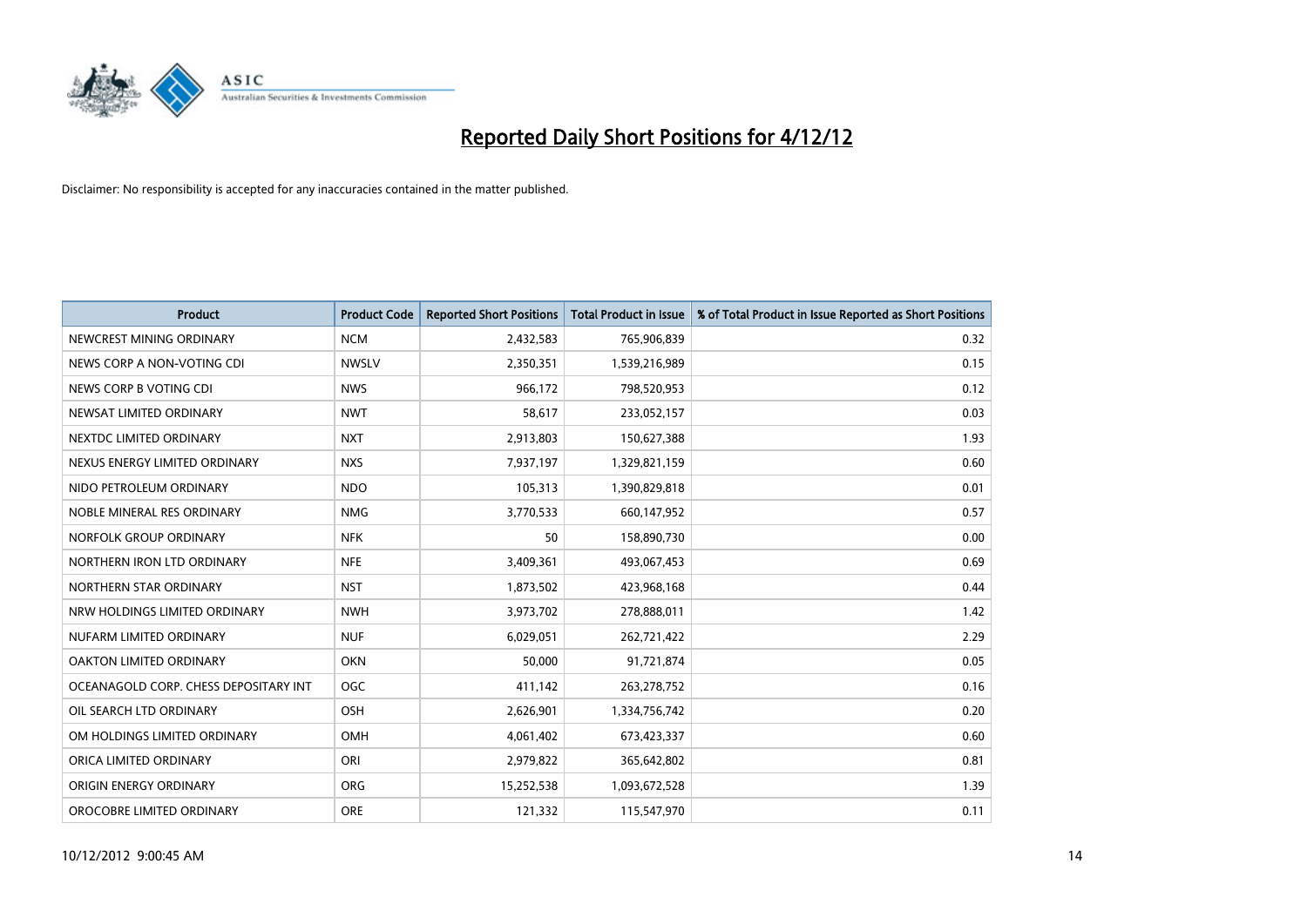# Reported Daily Short Positions for 4/12/12

Disclaimer: No responsibility is accepted for any inaccuracies contained in the matter published.

| Product | Product Code | Reported Short Positions | Total Product in Issue | % of Total Product in Issue Reported as Short Positions |
|---|---|---|---|---|
| NEWCREST MINING ORDINARY | NCM | 2,432,583 | 765,906,839 | 0.32 |
| NEWS CORP A NON-VOTING CDI | NWSLV | 2,350,351 | 1,539,216,989 | 0.15 |
| NEWS CORP B VOTING CDI | NWS | 966,172 | 798,520,953 | 0.12 |
| NEWSAT LIMITED ORDINARY | NWT | 58,617 | 233,052,157 | 0.03 |
| NEXTDC LIMITED ORDINARY | NXT | 2,913,803 | 150,627,388 | 1.93 |
| NEXUS ENERGY LIMITED ORDINARY | NXS | 7,937,197 | 1,329,821,159 | 0.60 |
| NIDO PETROLEUM ORDINARY | NDO | 105,313 | 1,390,829,818 | 0.01 |
| NOBLE MINERAL RES ORDINARY | NMG | 3,770,533 | 660,147,952 | 0.57 |
| NORFOLK GROUP ORDINARY | NFK | 50 | 158,890,730 | 0.00 |
| NORTHERN IRON LTD ORDINARY | NFE | 3,409,361 | 493,067,453 | 0.69 |
| NORTHERN STAR ORDINARY | NST | 1,873,502 | 423,968,168 | 0.44 |
| NRW HOLDINGS LIMITED ORDINARY | NWH | 3,973,702 | 278,888,011 | 1.42 |
| NUFARM LIMITED ORDINARY | NUF | 6,029,051 | 262,721,422 | 2.29 |
| OAKTON LIMITED ORDINARY | OKN | 50,000 | 91,721,874 | 0.05 |
| OCEANAGOLD CORP. CHESS DEPOSITARY INT | OGC | 411,142 | 263,278,752 | 0.16 |
| OIL SEARCH LTD ORDINARY | OSH | 2,626,901 | 1,334,756,742 | 0.20 |
| OM HOLDINGS LIMITED ORDINARY | OMH | 4,061,402 | 673,423,337 | 0.60 |
| ORICA LIMITED ORDINARY | ORI | 2,979,822 | 365,642,802 | 0.81 |
| ORIGIN ENERGY ORDINARY | ORG | 15,252,538 | 1,093,672,528 | 1.39 |
| OROCOBRE LIMITED ORDINARY | ORE | 121,332 | 115,547,970 | 0.11 |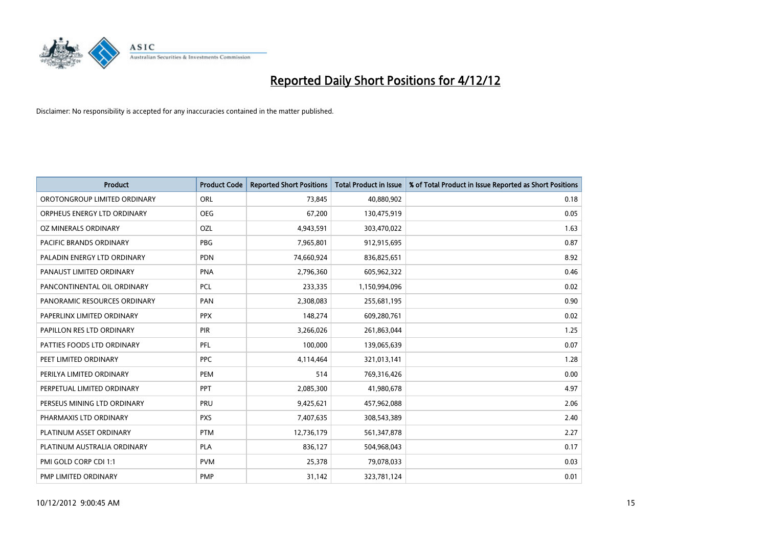# Reported Daily Short Positions for 4/12/12

Disclaimer: No responsibility is accepted for any inaccuracies contained in the matter published.

| Product | Product Code | Reported Short Positions | Total Product in Issue | % of Total Product in Issue Reported as Short Positions |
|---|---|---|---|---|
| OROTONGROUP LIMITED ORDINARY | ORL | 73,845 | 40,880,902 | 0.18 |
| ORPHEUS ENERGY LTD ORDINARY | OEG | 67,200 | 130,475,919 | 0.05 |
| OZ MINERALS ORDINARY | OZL | 4,943,591 | 303,470,022 | 1.63 |
| PACIFIC BRANDS ORDINARY | PBG | 7,965,801 | 912,915,695 | 0.87 |
| PALADIN ENERGY LTD ORDINARY | PDN | 74,660,924 | 836,825,651 | 8.92 |
| PANAUST LIMITED ORDINARY | PNA | 2,796,360 | 605,962,322 | 0.46 |
| PANCONTINENTAL OIL ORDINARY | PCL | 233,335 | 1,150,994,096 | 0.02 |
| PANORAMIC RESOURCES ORDINARY | PAN | 2,308,083 | 255,681,195 | 0.90 |
| PAPERLINX LIMITED ORDINARY | PPX | 148,274 | 609,280,761 | 0.02 |
| PAPILLON RES LTD ORDINARY | PIR | 3,266,026 | 261,863,044 | 1.25 |
| PATTIES FOODS LTD ORDINARY | PFL | 100,000 | 139,065,639 | 0.07 |
| PEET LIMITED ORDINARY | PPC | 4,114,464 | 321,013,141 | 1.28 |
| PERILYA LIMITED ORDINARY | PEM | 514 | 769,316,426 | 0.00 |
| PERPETUAL LIMITED ORDINARY | PPT | 2,085,300 | 41,980,678 | 4.97 |
| PERSEUS MINING LTD ORDINARY | PRU | 9,425,621 | 457,962,088 | 2.06 |
| PHARMAXIS LTD ORDINARY | PXS | 7,407,635 | 308,543,389 | 2.40 |
| PLATINUM ASSET ORDINARY | PTM | 12,736,179 | 561,347,878 | 2.27 |
| PLATINUM AUSTRALIA ORDINARY | PLA | 836,127 | 504,968,043 | 0.17 |
| PMI GOLD CORP CDI 1:1 | PVM | 25,378 | 79,078,033 | 0.03 |
| PMP LIMITED ORDINARY | PMP | 31,142 | 323,781,124 | 0.01 |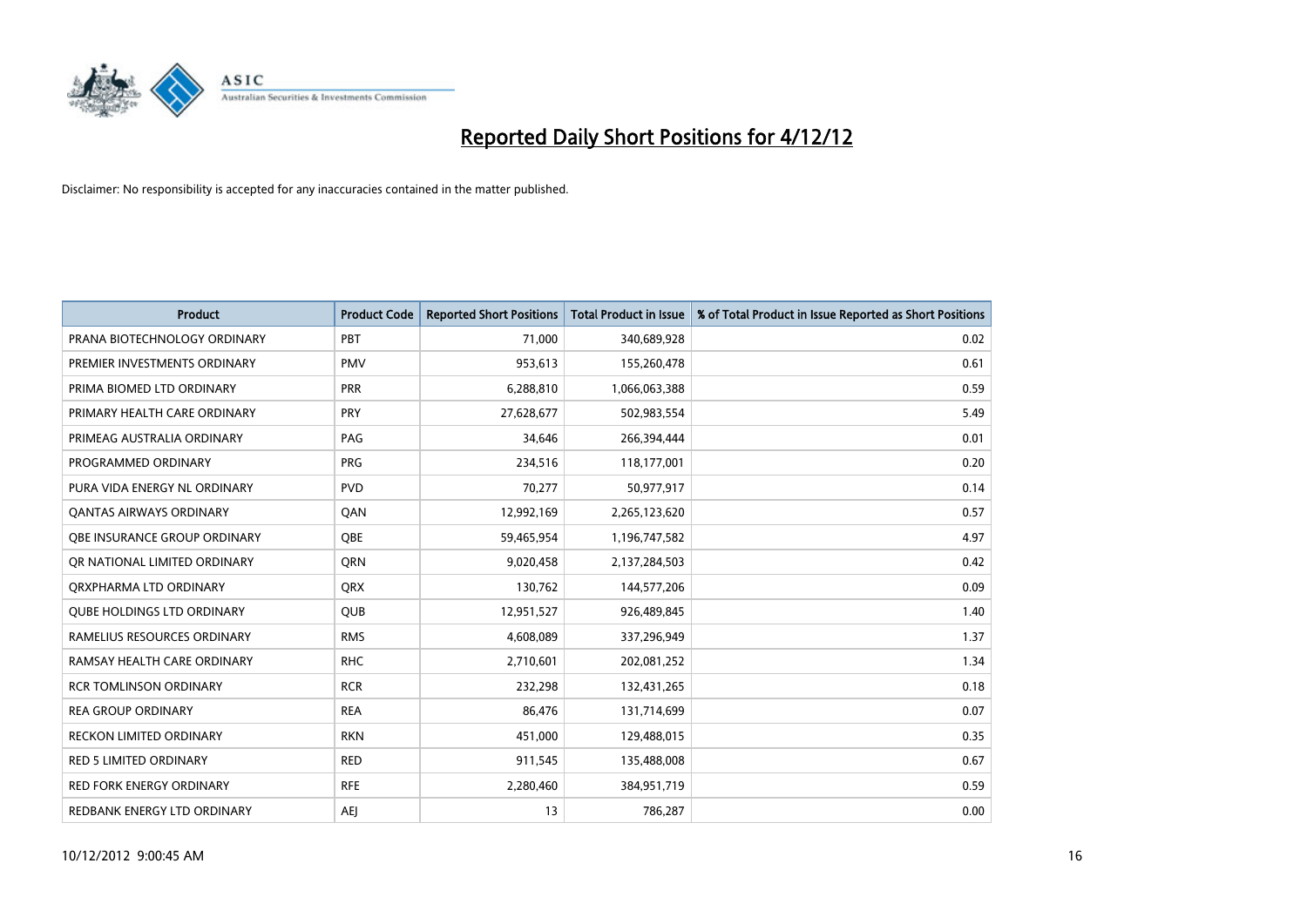# Reported Daily Short Positions for 4/12/12

Disclaimer: No responsibility is accepted for any inaccuracies contained in the matter published.

| Product | Product Code | Reported Short Positions | Total Product in Issue | % of Total Product in Issue Reported as Short Positions |
| --- | --- | --- | --- | --- |
| PRANA BIOTECHNOLOGY ORDINARY | PBT | 71,000 | 340,689,928 | 0.02 |
| PREMIER INVESTMENTS ORDINARY | PMV | 953,613 | 155,260,478 | 0.61 |
| PRIMA BIOMED LTD ORDINARY | PRR | 6,288,810 | 1,066,063,388 | 0.59 |
| PRIMARY HEALTH CARE ORDINARY | PRY | 27,628,677 | 502,983,554 | 5.49 |
| PRIMEAG AUSTRALIA ORDINARY | PAG | 34,646 | 266,394,444 | 0.01 |
| PROGRAMMED ORDINARY | PRG | 234,516 | 118,177,001 | 0.20 |
| PURA VIDA ENERGY NL ORDINARY | PVD | 70,277 | 50,977,917 | 0.14 |
| QANTAS AIRWAYS ORDINARY | QAN | 12,992,169 | 2,265,123,620 | 0.57 |
| QBE INSURANCE GROUP ORDINARY | QBE | 59,465,954 | 1,196,747,582 | 4.97 |
| QR NATIONAL LIMITED ORDINARY | QRN | 9,020,458 | 2,137,284,503 | 0.42 |
| QRXPHARMA LTD ORDINARY | QRX | 130,762 | 144,577,206 | 0.09 |
| QUBE HOLDINGS LTD ORDINARY | QUB | 12,951,527 | 926,489,845 | 1.40 |
| RAMELIUS RESOURCES ORDINARY | RMS | 4,608,089 | 337,296,949 | 1.37 |
| RAMSAY HEALTH CARE ORDINARY | RHC | 2,710,601 | 202,081,252 | 1.34 |
| RCR TOMLINSON ORDINARY | RCR | 232,298 | 132,431,265 | 0.18 |
| REA GROUP ORDINARY | REA | 86,476 | 131,714,699 | 0.07 |
| RECKON LIMITED ORDINARY | RKN | 451,000 | 129,488,015 | 0.35 |
| RED 5 LIMITED ORDINARY | RED | 911,545 | 135,488,008 | 0.67 |
| RED FORK ENERGY ORDINARY | RFE | 2,280,460 | 384,951,719 | 0.59 |
| REDBANK ENERGY LTD ORDINARY | AEJ | 13 | 786,287 | 0.00 |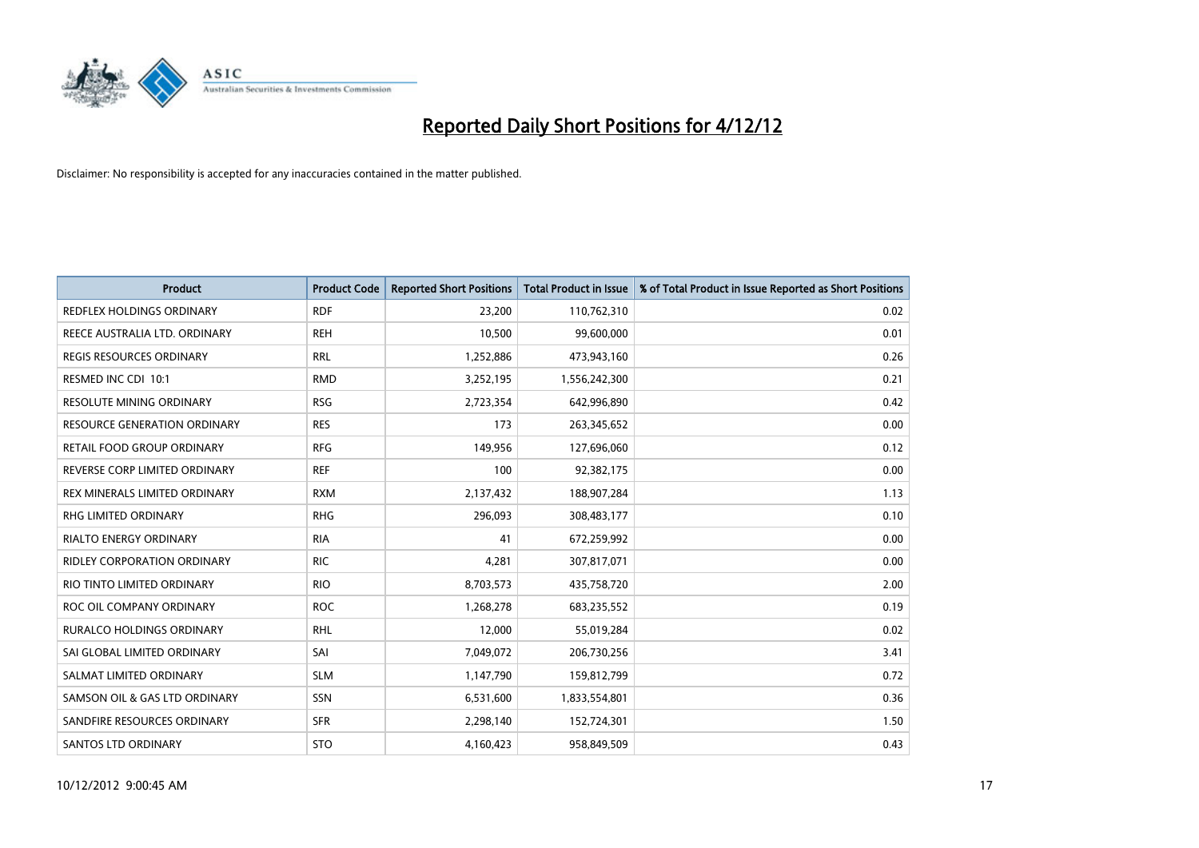# Reported Daily Short Positions for 4/12/12

Disclaimer: No responsibility is accepted for any inaccuracies contained in the matter published.

| Product | Product Code | Reported Short Positions | Total Product in Issue | % of Total Product in Issue Reported as Short Positions |
|---|---|---|---|---|
| REDFLEX HOLDINGS ORDINARY | RDF | 23,200 | 110,762,310 | 0.02 |
| REECE AUSTRALIA LTD. ORDINARY | REH | 10,500 | 99,600,000 | 0.01 |
| REGIS RESOURCES ORDINARY | RRL | 1,252,886 | 473,943,160 | 0.26 |
| RESMED INC CDI 10:1 | RMD | 3,252,195 | 1,556,242,300 | 0.21 |
| RESOLUTE MINING ORDINARY | RSG | 2,723,354 | 642,996,890 | 0.42 |
| RESOURCE GENERATION ORDINARY | RES | 173 | 263,345,652 | 0.00 |
| RETAIL FOOD GROUP ORDINARY | RFG | 149,956 | 127,696,060 | 0.12 |
| REVERSE CORP LIMITED ORDINARY | REF | 100 | 92,382,175 | 0.00 |
| REX MINERALS LIMITED ORDINARY | RXM | 2,137,432 | 188,907,284 | 1.13 |
| RHG LIMITED ORDINARY | RHG | 296,093 | 308,483,177 | 0.10 |
| RIALTO ENERGY ORDINARY | RIA | 41 | 672,259,992 | 0.00 |
| RIDLEY CORPORATION ORDINARY | RIC | 4,281 | 307,817,071 | 0.00 |
| RIO TINTO LIMITED ORDINARY | RIO | 8,703,573 | 435,758,720 | 2.00 |
| ROC OIL COMPANY ORDINARY | ROC | 1,268,278 | 683,235,552 | 0.19 |
| RURALCO HOLDINGS ORDINARY | RHL | 12,000 | 55,019,284 | 0.02 |
| SAI GLOBAL LIMITED ORDINARY | SAI | 7,049,072 | 206,730,256 | 3.41 |
| SALMAT LIMITED ORDINARY | SLM | 1,147,790 | 159,812,799 | 0.72 |
| SAMSON OIL & GAS LTD ORDINARY | SSN | 6,531,600 | 1,833,554,801 | 0.36 |
| SANDFIRE RESOURCES ORDINARY | SFR | 2,298,140 | 152,724,301 | 1.50 |
| SANTOS LTD ORDINARY | STO | 4,160,423 | 958,849,509 | 0.43 |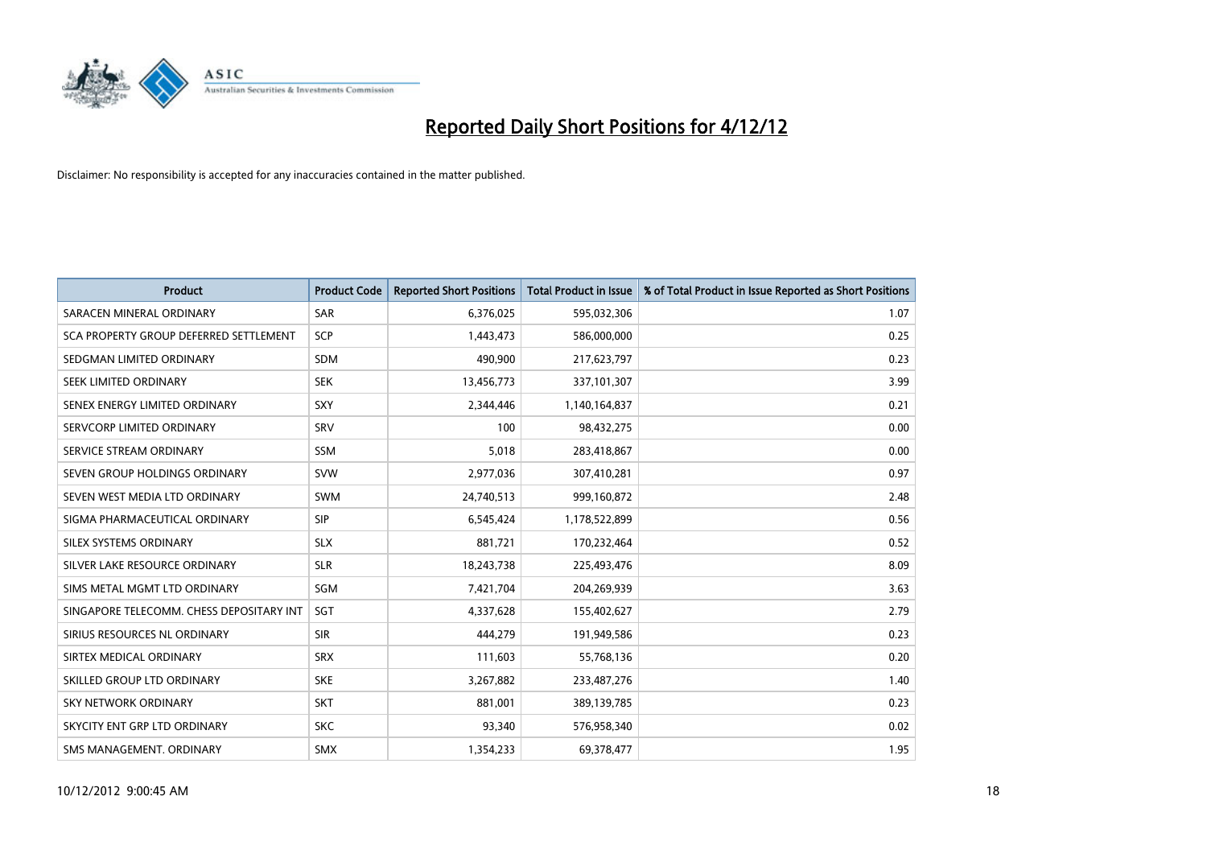# Reported Daily Short Positions for 4/12/12

Disclaimer: No responsibility is accepted for any inaccuracies contained in the matter published.

| Product | Product Code | Reported Short Positions | Total Product in Issue | % of Total Product in Issue Reported as Short Positions |
|---|---|---|---|---|
| SARACEN MINERAL ORDINARY | SAR | 6,376,025 | 595,032,306 | 1.07 |
| SCA PROPERTY GROUP DEFERRED SETTLEMENT | SCP | 1,443,473 | 586,000,000 | 0.25 |
| SEDGMAN LIMITED ORDINARY | SDM | 490,900 | 217,623,797 | 0.23 |
| SEEK LIMITED ORDINARY | SEK | 13,456,773 | 337,101,307 | 3.99 |
| SENEX ENERGY LIMITED ORDINARY | SXY | 2,344,446 | 1,140,164,837 | 0.21 |
| SERVCORP LIMITED ORDINARY | SRV | 100 | 98,432,275 | 0.00 |
| SERVICE STREAM ORDINARY | SSM | 5,018 | 283,418,867 | 0.00 |
| SEVEN GROUP HOLDINGS ORDINARY | SVW | 2,977,036 | 307,410,281 | 0.97 |
| SEVEN WEST MEDIA LTD ORDINARY | SWM | 24,740,513 | 999,160,872 | 2.48 |
| SIGMA PHARMACEUTICAL ORDINARY | SIP | 6,545,424 | 1,178,522,899 | 0.56 |
| SILEX SYSTEMS ORDINARY | SLX | 881,721 | 170,232,464 | 0.52 |
| SILVER LAKE RESOURCE ORDINARY | SLR | 18,243,738 | 225,493,476 | 8.09 |
| SIMS METAL MGMT LTD ORDINARY | SGM | 7,421,704 | 204,269,939 | 3.63 |
| SINGAPORE TELECOMM. CHESS DEPOSITARY INT | SGT | 4,337,628 | 155,402,627 | 2.79 |
| SIRIUS RESOURCES NL ORDINARY | SIR | 444,279 | 191,949,586 | 0.23 |
| SIRTEX MEDICAL ORDINARY | SRX | 111,603 | 55,768,136 | 0.20 |
| SKILLED GROUP LTD ORDINARY | SKE | 3,267,882 | 233,487,276 | 1.40 |
| SKY NETWORK ORDINARY | SKT | 881,001 | 389,139,785 | 0.23 |
| SKYCITY ENT GRP LTD ORDINARY | SKC | 93,340 | 576,958,340 | 0.02 |
| SMS MANAGEMENT. ORDINARY | SMX | 1,354,233 | 69,378,477 | 1.95 |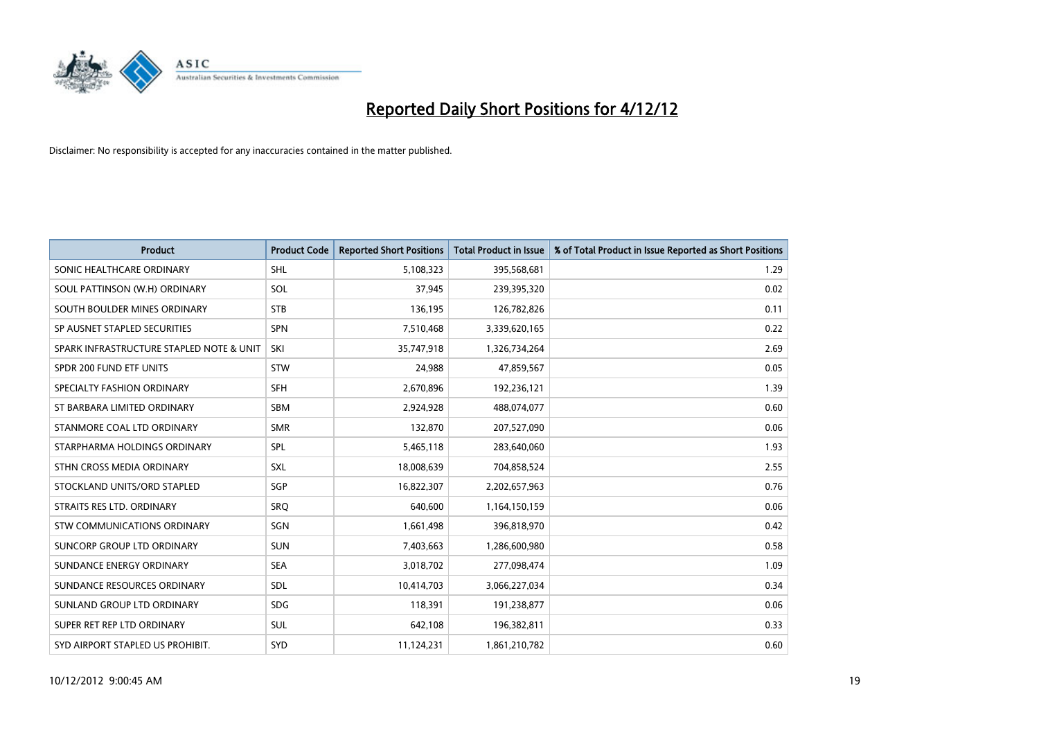# Reported Daily Short Positions for 4/12/12

Disclaimer: No responsibility is accepted for any inaccuracies contained in the matter published.

| Product | Product Code | Reported Short Positions | Total Product in Issue | % of Total Product in Issue Reported as Short Positions |
|---|---|---|---|---|
| SONIC HEALTHCARE ORDINARY | SHL | 5,108,323 | 395,568,681 | 1.29 |
| SOUL PATTINSON (W.H) ORDINARY | SOL | 37,945 | 239,395,320 | 0.02 |
| SOUTH BOULDER MINES ORDINARY | STB | 136,195 | 126,782,826 | 0.11 |
| SP AUSNET STAPLED SECURITIES | SPN | 7,510,468 | 3,339,620,165 | 0.22 |
| SPARK INFRASTRUCTURE STAPLED NOTE & UNIT | SKI | 35,747,918 | 1,326,734,264 | 2.69 |
| SPDR 200 FUND ETF UNITS | STW | 24,988 | 47,859,567 | 0.05 |
| SPECIALTY FASHION ORDINARY | SFH | 2,670,896 | 192,236,121 | 1.39 |
| ST BARBARA LIMITED ORDINARY | SBM | 2,924,928 | 488,074,077 | 0.60 |
| STANMORE COAL LTD ORDINARY | SMR | 132,870 | 207,527,090 | 0.06 |
| STARPHARMA HOLDINGS ORDINARY | SPL | 5,465,118 | 283,640,060 | 1.93 |
| STHN CROSS MEDIA ORDINARY | SXL | 18,008,639 | 704,858,524 | 2.55 |
| STOCKLAND UNITS/ORD STAPLED | SGP | 16,822,307 | 2,202,657,963 | 0.76 |
| STRAITS RES LTD. ORDINARY | SRQ | 640,600 | 1,164,150,159 | 0.06 |
| STW COMMUNICATIONS ORDINARY | SGN | 1,661,498 | 396,818,970 | 0.42 |
| SUNCORP GROUP LTD ORDINARY | SUN | 7,403,663 | 1,286,600,980 | 0.58 |
| SUNDANCE ENERGY ORDINARY | SEA | 3,018,702 | 277,098,474 | 1.09 |
| SUNDANCE RESOURCES ORDINARY | SDL | 10,414,703 | 3,066,227,034 | 0.34 |
| SUNLAND GROUP LTD ORDINARY | SDG | 118,391 | 191,238,877 | 0.06 |
| SUPER RET REP LTD ORDINARY | SUL | 642,108 | 196,382,811 | 0.33 |
| SYD AIRPORT STAPLED US PROHIBIT. | SYD | 11,124,231 | 1,861,210,782 | 0.60 |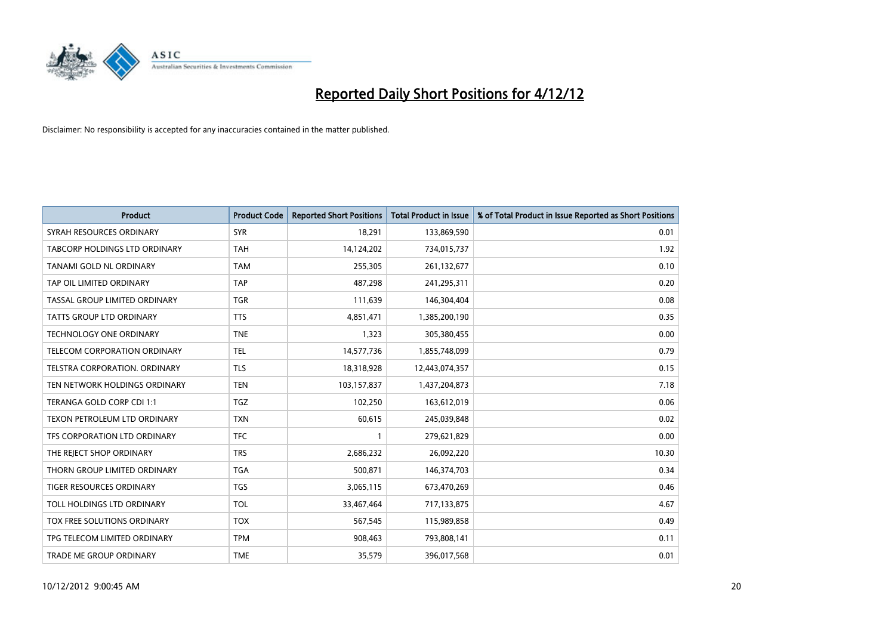# Reported Daily Short Positions for 4/12/12

Disclaimer: No responsibility is accepted for any inaccuracies contained in the matter published.

| Product | Product Code | Reported Short Positions | Total Product in Issue | % of Total Product in Issue Reported as Short Positions |
|---|---|---|---|---|
| SYRAH RESOURCES ORDINARY | SYR | 18,291 | 133,869,590 | 0.01 |
| TABCORP HOLDINGS LTD ORDINARY | TAH | 14,124,202 | 734,015,737 | 1.92 |
| TANAMI GOLD NL ORDINARY | TAM | 255,305 | 261,132,677 | 0.10 |
| TAP OIL LIMITED ORDINARY | TAP | 487,298 | 241,295,311 | 0.20 |
| TASSAL GROUP LIMITED ORDINARY | TGR | 111,639 | 146,304,404 | 0.08 |
| TATTS GROUP LTD ORDINARY | TTS | 4,851,471 | 1,385,200,190 | 0.35 |
| TECHNOLOGY ONE ORDINARY | TNE | 1,323 | 305,380,455 | 0.00 |
| TELECOM CORPORATION ORDINARY | TEL | 14,577,736 | 1,855,748,099 | 0.79 |
| TELSTRA CORPORATION. ORDINARY | TLS | 18,318,928 | 12,443,074,357 | 0.15 |
| TEN NETWORK HOLDINGS ORDINARY | TEN | 103,157,837 | 1,437,204,873 | 7.18 |
| TERANGA GOLD CORP CDI 1:1 | TGZ | 102,250 | 163,612,019 | 0.06 |
| TEXON PETROLEUM LTD ORDINARY | TXN | 60,615 | 245,039,848 | 0.02 |
| TFS CORPORATION LTD ORDINARY | TFC | 1 | 279,621,829 | 0.00 |
| THE REJECT SHOP ORDINARY | TRS | 2,686,232 | 26,092,220 | 10.30 |
| THORN GROUP LIMITED ORDINARY | TGA | 500,871 | 146,374,703 | 0.34 |
| TIGER RESOURCES ORDINARY | TGS | 3,065,115 | 673,470,269 | 0.46 |
| TOLL HOLDINGS LTD ORDINARY | TOL | 33,467,464 | 717,133,875 | 4.67 |
| TOX FREE SOLUTIONS ORDINARY | TOX | 567,545 | 115,989,858 | 0.49 |
| TPG TELECOM LIMITED ORDINARY | TPM | 908,463 | 793,808,141 | 0.11 |
| TRADE ME GROUP ORDINARY | TME | 35,579 | 396,017,568 | 0.01 |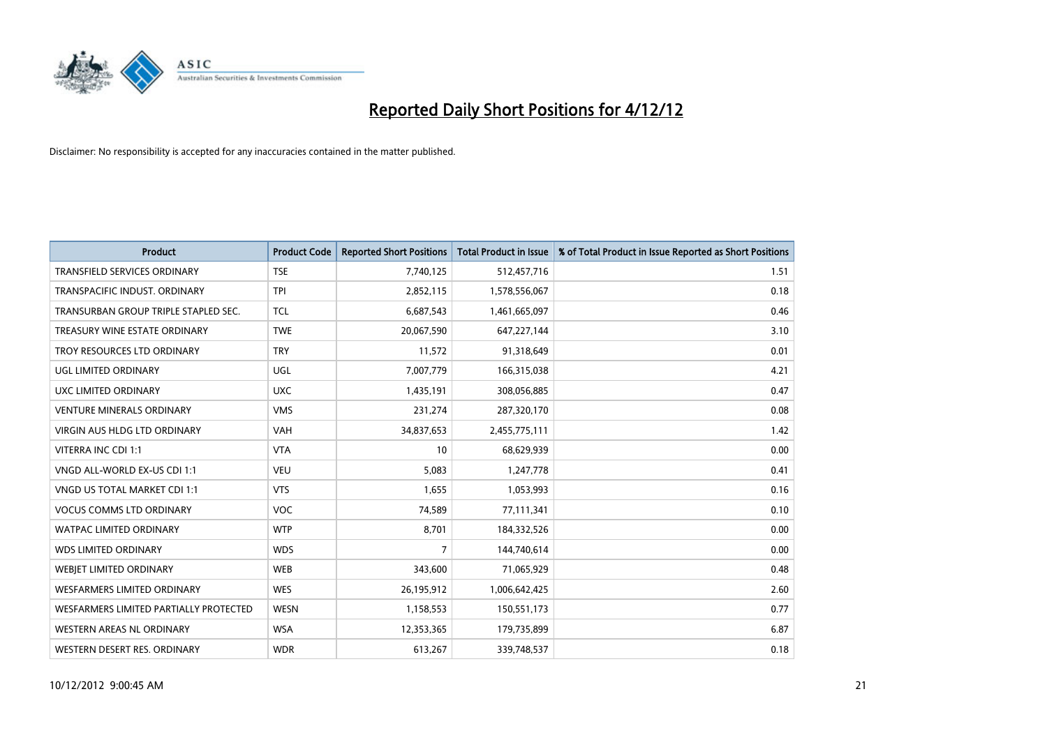# Reported Daily Short Positions for 4/12/12

Disclaimer: No responsibility is accepted for any inaccuracies contained in the matter published.

| Product | Product Code | Reported Short Positions | Total Product in Issue | % of Total Product in Issue Reported as Short Positions |
|---|---|---|---|---|
| TRANSFIELD SERVICES ORDINARY | TSE | 7,740,125 | 512,457,716 | 1.51 |
| TRANSPACIFIC INDUST. ORDINARY | TPI | 2,852,115 | 1,578,556,067 | 0.18 |
| TRANSURBAN GROUP TRIPLE STAPLED SEC. | TCL | 6,687,543 | 1,461,665,097 | 0.46 |
| TREASURY WINE ESTATE ORDINARY | TWE | 20,067,590 | 647,227,144 | 3.10 |
| TROY RESOURCES LTD ORDINARY | TRY | 11,572 | 91,318,649 | 0.01 |
| UGL LIMITED ORDINARY | UGL | 7,007,779 | 166,315,038 | 4.21 |
| UXC LIMITED ORDINARY | UXC | 1,435,191 | 308,056,885 | 0.47 |
| VENTURE MINERALS ORDINARY | VMS | 231,274 | 287,320,170 | 0.08 |
| VIRGIN AUS HLDG LTD ORDINARY | VAH | 34,837,653 | 2,455,775,111 | 1.42 |
| VITERRA INC CDI 1:1 | VTA | 10 | 68,629,939 | 0.00 |
| VNGD ALL-WORLD EX-US CDI 1:1 | VEU | 5,083 | 1,247,778 | 0.41 |
| VNGD US TOTAL MARKET CDI 1:1 | VTS | 1,655 | 1,053,993 | 0.16 |
| VOCUS COMMS LTD ORDINARY | VOC | 74,589 | 77,111,341 | 0.10 |
| WATPAC LIMITED ORDINARY | WTP | 8,701 | 184,332,526 | 0.00 |
| WDS LIMITED ORDINARY | WDS | 7 | 144,740,614 | 0.00 |
| WEBJET LIMITED ORDINARY | WEB | 343,600 | 71,065,929 | 0.48 |
| WESFARMERS LIMITED ORDINARY | WES | 26,195,912 | 1,006,642,425 | 2.60 |
| WESFARMERS LIMITED PARTIALLY PROTECTED | WESN | 1,158,553 | 150,551,173 | 0.77 |
| WESTERN AREAS NL ORDINARY | WSA | 12,353,365 | 179,735,899 | 6.87 |
| WESTERN DESERT RES. ORDINARY | WDR | 613,267 | 339,748,537 | 0.18 |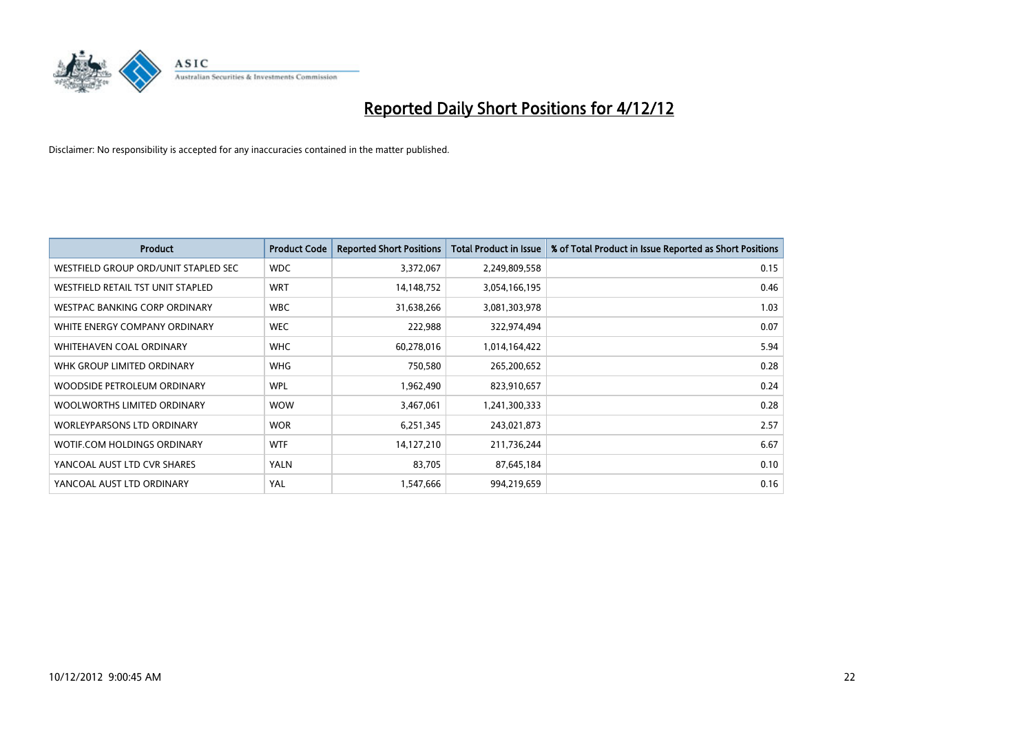# Reported Daily Short Positions for 4/12/12

Disclaimer: No responsibility is accepted for any inaccuracies contained in the matter published.

| Product | Product Code | Reported Short Positions | Total Product in Issue | % of Total Product in Issue Reported as Short Positions |
|---|---|---|---|---|
| WESTFIELD GROUP ORD/UNIT STAPLED SEC | WDC | 3,372,067 | 2,249,809,558 | 0.15 |
| WESTFIELD RETAIL TST UNIT STAPLED | WRT | 14,148,752 | 3,054,166,195 | 0.46 |
| WESTPAC BANKING CORP ORDINARY | WBC | 31,638,266 | 3,081,303,978 | 1.03 |
| WHITE ENERGY COMPANY ORDINARY | WEC | 222,988 | 322,974,494 | 0.07 |
| WHITEHAVEN COAL ORDINARY | WHC | 60,278,016 | 1,014,164,422 | 5.94 |
| WHK GROUP LIMITED ORDINARY | WHG | 750,580 | 265,200,652 | 0.28 |
| WOODSIDE PETROLEUM ORDINARY | WPL | 1,962,490 | 823,910,657 | 0.24 |
| WOOLWORTHS LIMITED ORDINARY | WOW | 3,467,061 | 1,241,300,333 | 0.28 |
| WORLEYPARSONS LTD ORDINARY | WOR | 6,251,345 | 243,021,873 | 2.57 |
| WOTIF.COM HOLDINGS ORDINARY | WTF | 14,127,210 | 211,736,244 | 6.67 |
| YANCOAL AUST LTD CVR SHARES | YALN | 83,705 | 87,645,184 | 0.10 |
| YANCOAL AUST LTD ORDINARY | YAL | 1,547,666 | 994,219,659 | 0.16 |